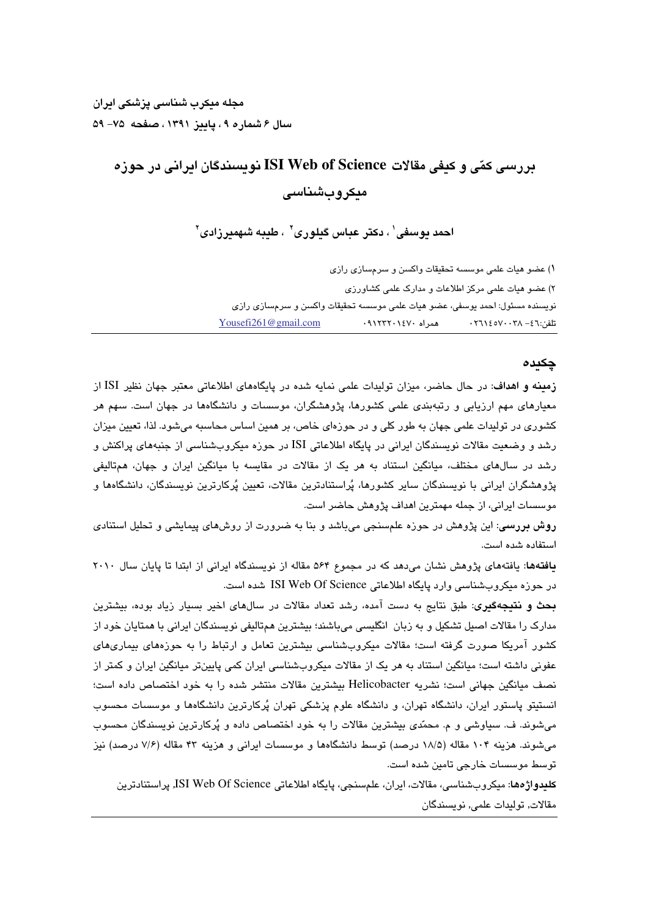**مجله میکرب شناسی پزشکی ایران**
**سال ۶ شماره ۹ ، پاییز ۱۳۹۱ ، صفحه ۷۵- ۵۹**

# بررسی کمّی و کیفی مقالات ISI Web of Science نویسندگان ایرانی در حوزه میکروب‌شناسی

**احمد یوسفی[1] ، دکتر عباس گیلوری[2] ، طیبه شهمیرزادی[2]**

۱) عضو هیات علمی موسسه تحقیقات واکسن و سرم‌سازی رازی

۲) عضو هیات علمی مرکز اطلاعات و مدارک علمی کشاورزی

نویسنده مسئول: احمد یوسفی، عضو هیات علمی موسسه تحقیقات واکسن و سرم‌سازی رازی

تلفن:٤٦- ٠٢٦١٤٥٧٠٠٣٨ همراه ۰۹۱۲۳۲۰۱۴۷۰ Yousefi261@gmail.com

## چکیده

**زمینه و اهداف**: در حال حاضر، میزان تولیدات علمی نمایه شده در پایگاه‌های اطلاعاتی معتبر جهان نظیر ISI از معیارهای مهم ارزیابی و رتبه‌بندی علمی کشورها، پژوهشگران، موسسات و دانشگاه‌ها در جهان است. سهم هر کشوری در تولیدات علمی جهان به طور کلی و در حوزه‌ای خاص، بر همین اساس محاسبه می‌شود. لذا، تعیین میزان رشد و وضعیت مقالات نویسندگان ایرانی در پایگاه اطلاعاتی ISI در حوزه میکروب‌شناسی از جنبه‌های پراکنش و رشد در سال‌های مختلف، میانگین استناد به هر یک از مقالات در مقایسه با میانگین ایران و جهان، هم‌تالیفی پژوهشگران ایرانی با نویسندگان سایر کشورها، پُراستنادترین مقالات، تعیین پُرکارترین نویسندگان، دانشگاه‌ها و موسسات ایرانی، از جمله مهمترین اهداف پژوهش حاضر است.

**روش بررسی**: این پژوهش در حوزه علم‌سنجی می‌باشد و بنا به ضرورت از روش‌های پیمایشی و تحلیل استنادی استفاده شده است.

**یافته‌ها**: یافته‌های پژوهش نشان می‌دهد که در مجموع ۵۶۴ مقاله از نویسندگاه ایرانی از ابتدا تا پایان سال ۲۰۱۰ در حوزه میکروب‌شناسی وارد پایگاه اطلاعاتی ISI Web Of Science شده است.

**بحث و نتیجه‌گیری**: طبق نتایج به دست آمده، رشد تعداد مقالات در سال‌های اخیر بسیار زیاد بوده، بیشترین مدارک را مقالات اصیل تشکیل و به زبان انگلیسی می‌باشند؛ بیشترین هم‌تالیفی نویسندگان ایرانی با همتایان خود از کشور آمریکا صورت گرفته است؛ مقالات میکروب‌شناسی بیشترین تعامل و ارتباط را به حوزه‌های بیماری‌های عفونی داشته است؛ میانگین استناد به هر یک از مقالات میکروب‌شناسی ایران کمی پایین‌تر میانگین ایران و کمتر از نصف میانگین جهانی است؛ نشریه Helicobacter بیشترین مقالات منتشر شده را به خود اختصاص داده است؛ انستیتو پاستور ایران، دانشگاه تهران، و دانشگاه علوم پزشکی تهران پُرکارترین دانشگاه‌ها و موسسات محسوب می‌شوند. ف. سیاوشی و م. محمّدی بیشترین مقالات را به خود اختصاص داده و پُرکارترین نویسندگان محسوب می‌شوند. هزینه ۱۰۴ مقاله (۱۸/۵ درصد) توسط دانشگاه‌ها و موسسات ایرانی و هزینه ۴۳ مقاله (۷/۶ درصد) نیز توسط موسسات خارجی تامین شده است.

**کلیدواژه‌ها**: میکروب‌شناسی، مقالات، ایران، علم‌سنجی، پایگاه اطلاعاتی ISI Web Of Science، پراستنادترین مقالات، تولیدات علمی، نویسندگان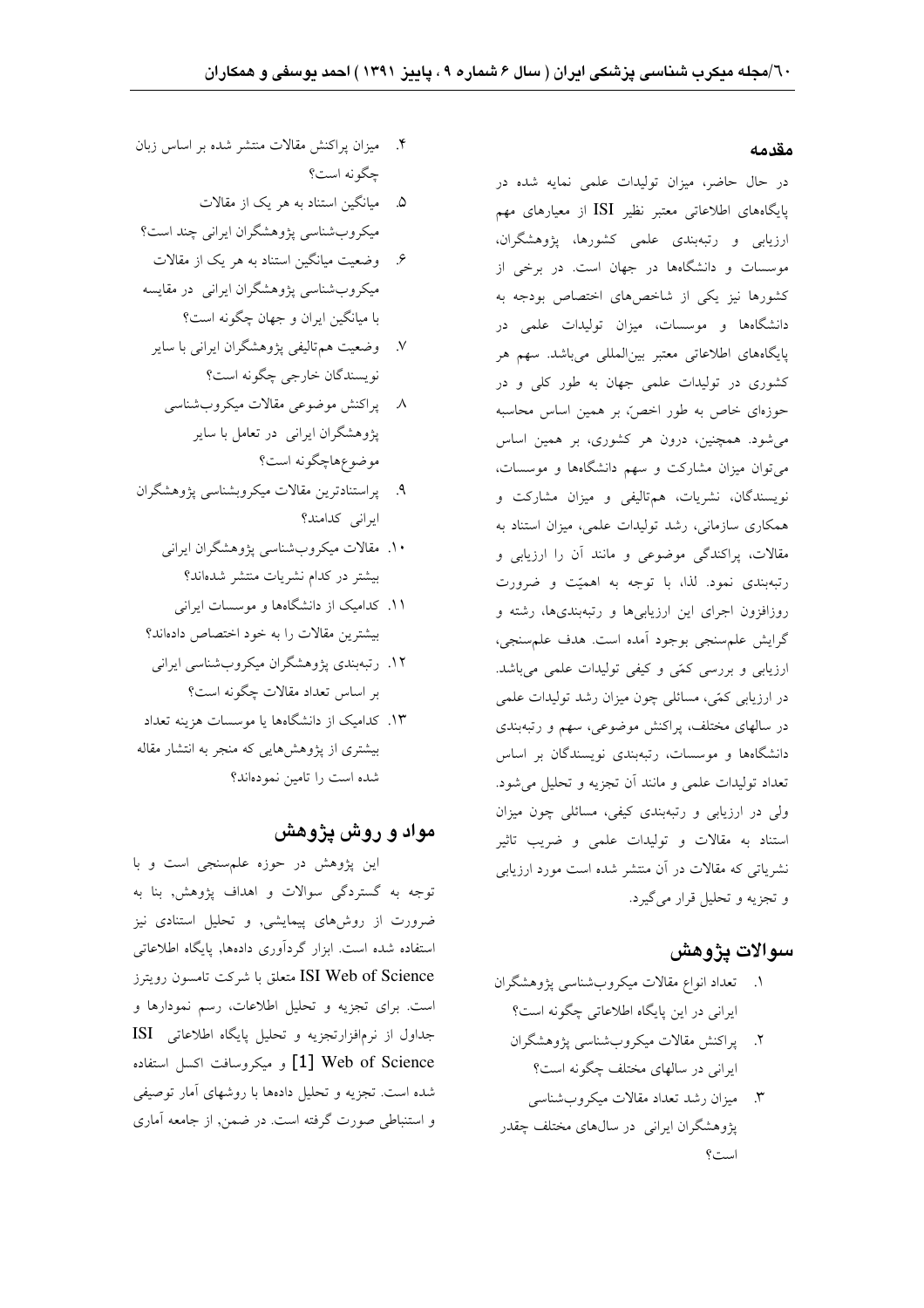## مقدمه

در حال حاضر، میزان تولیدات علمی نمایه شده در پایگاه‌های اطلاعاتی معتبر نظیر ISI از معیارهای مهم ارزیابی و رتبه‌بندی علمی کشورها، پژوهشگران، موسسات و دانشگاه‌ها در جهان است. در برخی از کشورها نیز یکی از شاخص‌های اختصاص بودجه به دانشگاه‌ها و موسسات، میزان تولیدات علمی در پایگاه‌های اطلاعاتی معتبر بین‌المللی می‌باشد. سهم هر کشوری در تولیدات علمی جهان به طور کلی و در حوزه‌ای خاص به طور اخص، بر همین اساس محاسبه می‌شود. همچنین، درون هر کشوری، بر همین اساس می‌توان میزان مشارکت و سهم دانشگاه‌ها و موسسات، نویسندگان، نشریات، هم‌تالیفی و میزان مشارکت و همکاری سازمانی، رشد تولیدات علمی، میزان استناد به مقالات، پراکندگی موضوعی و مانند آن را ارزیابی و رتبه‌بندی نمود. لذا، با توجه به اهمیّت و ضرورت روزافزون اجرای این ارزیابی‌ها و رتبه‌بندی‌ها، رشته و گرایش علم‌سنجی بوجود آمده است. هدف علم‌سنجی، ارزیابی و بررسی کمّی و کیفی تولیدات علمی می‌باشد. در ارزیابی کمّی، مسائلی چون میزان رشد تولیدات علمی در سالهای مختلف، پراکنش موضوعی، سهم و رتبه‌بندی دانشگاه‌ها و موسسات، رتبه‌بندی نویسندگان بر اساس تعداد تولیدات علمی و مانند آن تجزیه و تحلیل می‌شود. ولی در ارزیابی و رتبه‌بندی کیفی، مسائلی چون میزان استناد به مقالات و تولیدات علمی و ضریب تاثیر نشریاتی که مقالات در آن منتشر شده است مورد ارزیابی و تجزیه و تحلیل قرار می‌گیرد.

## سوالات پژوهش

۱. تعداد انواع مقالات میکروب‌شناسی پژوهشگران ایرانی در این پایگاه اطلاعاتی چگونه است؟
۲. پراکنش مقالات میکروب‌شناسی پژوهشگران ایرانی در سالهای مختلف چگونه است؟
۳. میزان رشد تعداد مقالات میکروب‌شناسی پژوهشگران ایرانی در سال‌های مختلف چقدر است؟
۴. میزان پراکنش مقالات منتشر شده بر اساس زبان چگونه است؟
۵. میانگین استناد به هر یک از مقالات میکروب‌شناسی پژوهشگران ایرانی چند است؟
۶. وضعیت میانگین استناد به هر یک از مقالات میکروب‌شناسی پژوهشگران ایرانی در مقایسه با میانگین ایران و جهان چگونه است؟
۷. وضعیت هم‌تالیفی پژوهشگران ایرانی با سایر نویسندگان خارجی چگونه است؟
۸. پراکنش موضوعی مقالات میکروب‌شناسی پژوهشگران ایرانی در تعامل با سایر موضوع‌هاچگونه است؟
۹. پراستنادترین مقالات میکروبشناسی پژوهشگران ایرانی کدامند؟
۱۰. مقالات میکروب‌شناسی پژوهشگران ایرانی بیشتر در کدام نشریات منتشر شده‌اند؟
۱۱. کدامیک از دانشگاه‌ها و موسسات ایرانی بیشترین مقالات را به خود اختصاص داده‌اند؟
۱۲. رتبه‌بندی پژوهشگران میکروب‌شناسی ایرانی بر اساس تعداد مقالات چگونه است؟
۱۳. کدامیک از دانشگاه‌ها یا موسسات هزینه تعداد بیشتری از پژوهش‌هایی که منجر به انتشار مقاله شده است را تامین نموده‌اند؟

## مواد و روش پژوهش

این پژوهش در حوزه علم‌سنجی است و با توجه به گستردگی سوالات و اهداف پژوهش، بنا به ضرورت از روش‌های پیمایشی، و تحلیل استنادی نیز استفاده شده است. ابزار گردآوری داده‌ها، پایگاه اطلاعاتی ISI Web of Science متعلق با شرکت تامسون رویترز است. برای تجزیه و تحلیل اطلاعات، رسم نمودارها و جداول از نرم‌افزارتجزیه و تحلیل پایگاه اطلاعاتی ISI Web of Science [1] و میکروسافت اکسل استفاده شده است. تجزیه و تحلیل داده‌ها با روشهای آمار توصیفی و استنباطی صورت گرفته است. در ضمن، از جامعه آماری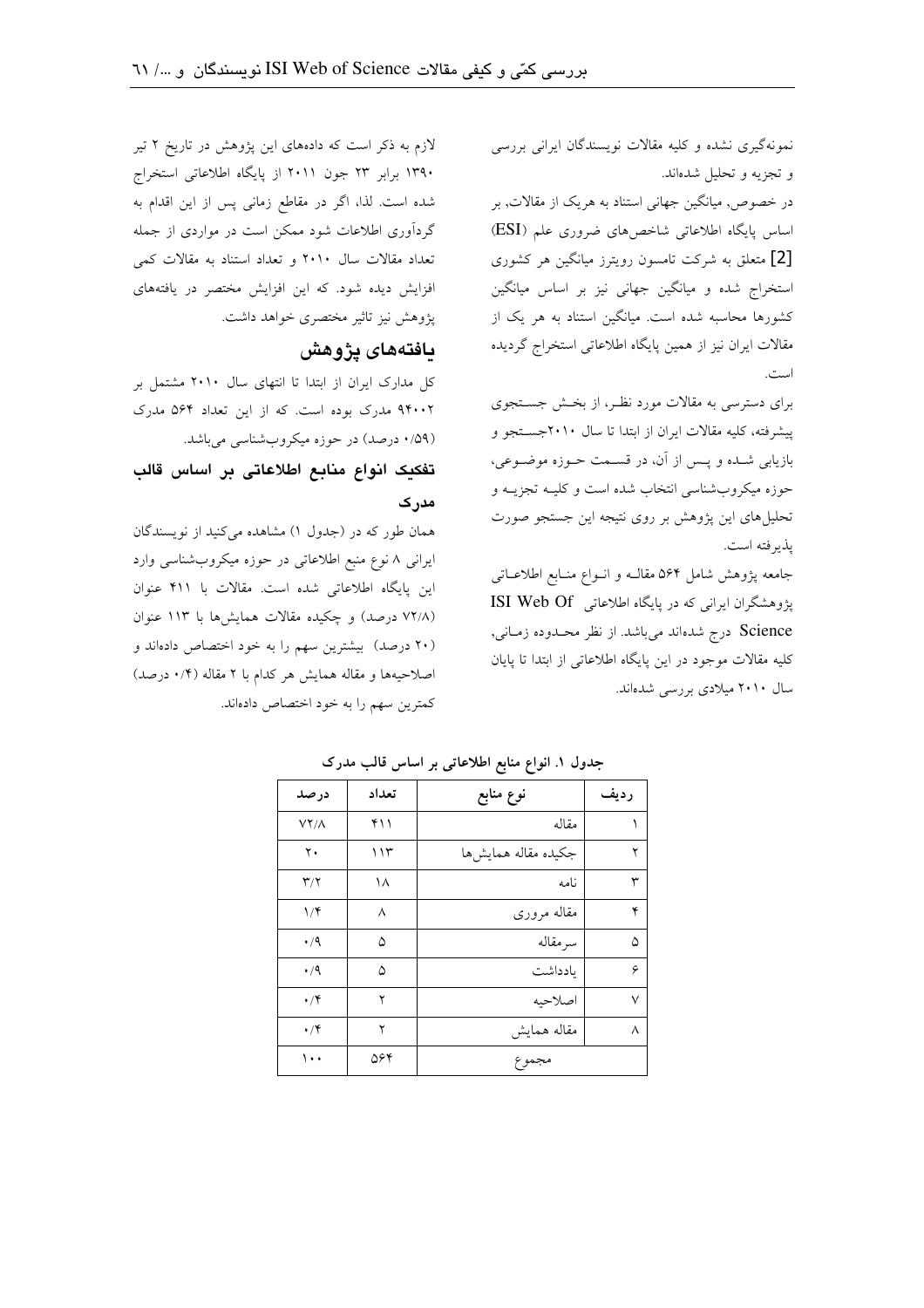نمونه‌گیری نشده و کلیه مقالات نویسندگان ایرانی بررسی و تجزیه و تحلیل شده‌اند.

در خصوص، میانگین جهانی استناد به هریک از مقالات، بر اساس پایگاه اطلاعاتی شاخص‌های ضروری علم (ESI) [2] متعلق به شرکت تامسون رویترز میانگین هر کشوری استخراج شده و میانگین جهانی نیز بر اساس میانگین کشورها محاسبه شده است. میانگین استناد به هر یک از مقالات ایران نیز از همین پایگاه اطلاعاتی استخراج گردیده است.

برای دسترسی به مقالات مورد نظر، از بخش جستجوی پیشرفته، کلیه مقالات ایران از ابتدا تا سال ۲۰۱۰جستجو و بازیابی شده و پس از آن، در قسمت حوزه موضوعی، حوزه میکروب‌شناسی انتخاب شده است و کلیه تجزیه و تحلیل‌های این پژوهش بر روی نتیجه این جستجو صورت پذیرفته است.

جامعه پژوهش شامل ۵۶۴ مقاله و انواع منابع اطلاعاتی پژوهشگران ایرانی که در پایگاه اطلاعاتی ISI Web Of Science درج شده‌اند می‌باشد. از نظر محدوده زمانی، کلیه مقالات موجود در این پایگاه اطلاعاتی از ابتدا تا پایان سال ۲۰۱۰ میلادی بررسی شده‌اند.

لازم به ذکر است که داده‌های این پژوهش در تاریخ ۲ تیر ۱۳۹۰ برابر ۲۳ جون ۲۰۱۱ از پایگاه اطلاعاتی استخراج شده است. لذا، اگر در مقاطع زمانی پس از این اقدام به گردآوری اطلاعات شود ممکن است در مواردی از جمله تعداد مقالات سال ۲۰۱۰ و تعداد استناد به مقالات کمی افزایش دیده شود. که این افزایش مختصر در یافته‌های پژوهش نیز تاثیر مختصری خواهد داشت.

## یافته‌های پژوهش

کل مدارک ایران از ابتدا تا انتهای سال ۲۰۱۰ مشتمل بر ۹۴۰۰۲ مدرک بوده است. که از این تعداد ۵۶۴ مدرک (۰/۵۹ درصد) در حوزه میکروب‌شناسی می‌باشد.

### تفکیک انواع منابع اطلاعاتی بر اساس قالب مدرک

همان طور که در (جدول ۱) مشاهده می‌کنید از نویسندگان ایرانی ۸ نوع منبع اطلاعاتی در حوزه میکروب‌شناسی وارد این پایگاه اطلاعاتی شده است. مقالات با ۴۱۱ عنوان (۷۲/۸ درصد) و چکیده مقالات همایش‌ها با ۱۱۳ عنوان (۲۰ درصد) بیشترین سهم را به خود اختصاص داده‌اند و اصلاحیه‌ها و مقاله همایش هر کدام با ۲ مقاله (۰/۴ درصد) کمترین سهم را به خود اختصاص داده‌اند.

**جدول ۱. انواع منابع اطلاعاتی بر اساس قالب مدرک**

| ردیف | نوع منابع | تعداد | درصد |
|---|---|---|---|
| ۱ | مقاله | ۴۱۱ | ۷۲/۸ |
| ۲ | چکیده مقاله همایش‌ها | ۱۱۳ | ۲۰ |
| ۳ | نامه | ۱۸ | ۳/۲ |
| ۴ | مقاله مروری | ۸ | ۱/۴ |
| ۵ | سرمقاله | ۵ | ۰/۹ |
| ۶ | یادداشت | ۵ | ۰/۹ |
| ۷ | اصلاحیه | ۲ | ۰/۴ |
| ۸ | مقاله همایش | ۲ | ۰/۴ |
| | مجموع | ۵۶۴ | ۱۰۰ |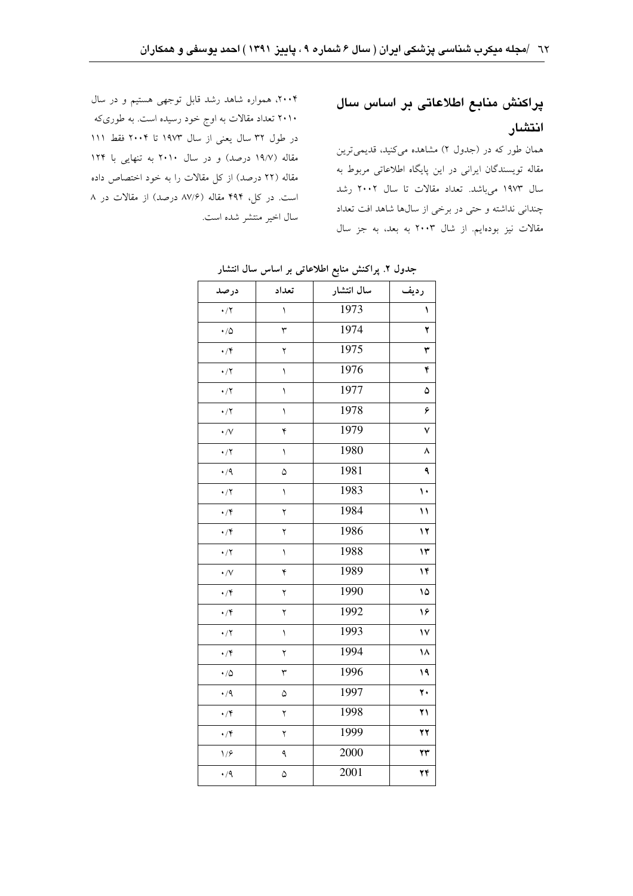## پراکنش منابع اطلاعاتی بر اساس سال انتشار

همان طور که در (جدول ۲) مشاهده می‌کنید، قدیمی‌ترین مقاله تویسندگان ایرانی در این پایگاه اطلاعاتی مربوط به سال ۱۹۷۳ می‌باشد. تعداد مقالات تا سال ۲۰۰۲ رشد چندانی نداشته و حتی در برخی از سال‌ها شاهد افت تعداد مقالات نیز بوده‌ایم. از شال ۲۰۰۳ به بعد، به جز سال ۲۰۰۴، همواره شاهد رشد قابل توجهی هستیم و در سال ۲۰۱۰ تعداد مقالات به اوج خود رسیده است. به طوری‌که در طول ۳۲ سال یعنی از سال ۱۹۷۳ تا ۲۰۰۴ فقط ۱۱۱ مقاله (۱۹/۷ درصد) و در سال ۲۰۱۰ به تنهایی با ۱۲۴ مقاله (۲۲ درصد) از کل مقالات را به خود اختصاص داده است. در کل، ۴۹۴ مقاله (۸۷/۶ درصد) از مقالات در ۸ سال اخیر منتشر شده است.

جدول ۲. پراکنش منابع اطلاعاتی بر اساس سال انتشار

| ردیف | سال انتشار | تعداد | درصد |
|---|---|---|---|
| ۱ | 1973 | ۱ | ۰/۲ |
| ۲ | 1974 | ۳ | ۰/۵ |
| ۳ | 1975 | ۲ | ۰/۴ |
| ۴ | 1976 | ۱ | ۰/۲ |
| ۵ | 1977 | ۱ | ۰/۲ |
| ۶ | 1978 | ۱ | ۰/۲ |
| ۷ | 1979 | ۴ | ۰/۷ |
| ۸ | 1980 | ۱ | ۰/۲ |
| ۹ | 1981 | ۵ | ۰/۹ |
| ۱۰ | 1983 | ۱ | ۰/۲ |
| ۱۱ | 1984 | ۲ | ۰/۴ |
| ۱۲ | 1986 | ۲ | ۰/۴ |
| ۱۳ | 1988 | ۱ | ۰/۲ |
| ۱۴ | 1989 | ۴ | ۰/۷ |
| ۱۵ | 1990 | ۲ | ۰/۴ |
| ۱۶ | 1992 | ۲ | ۰/۴ |
| ۱۷ | 1993 | ۱ | ۰/۲ |
| ۱۸ | 1994 | ۲ | ۰/۴ |
| ۱۹ | 1996 | ۳ | ۰/۵ |
| ۲۰ | 1997 | ۵ | ۰/۹ |
| ۲۱ | 1998 | ۲ | ۰/۴ |
| ۲۲ | 1999 | ۲ | ۰/۴ |
| ۲۳ | 2000 | ۹ | ۱/۶ |
| ۲۴ | 2001 | ۵ | ۰/۹ |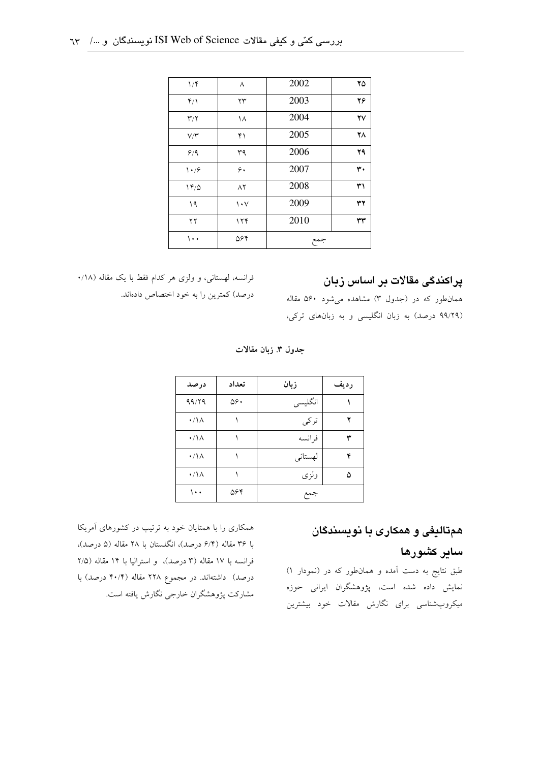| ۱/۴ | ۸ | 2002 | ۲۵ |
|---|---|---|---|
| ۴/۱ | ۲۳ | 2003 | ۲۶ |
| ۳/۲ | ۱۸ | 2004 | ۲۷ |
| ۷/۳ | ۴۱ | 2005 | ۲۸ |
| ۶/۹ | ۳۹ | 2006 | ۲۹ |
| ۱۰/۶ | ۶۰ | 2007 | ۳۰ |
| ۱۴/۵ | ۸۲ | 2008 | ۳۱ |
| ۱۹ | ۱۰۷ | 2009 | ۳۲ |
| ۲۲ | ۱۲۴ | 2010 | ۳۳ |
| ۱۰۰ | ۵۶۴ | جمع | |

## پراکندگی مقالات بر اساس زبان

همان‌طور که در (جدول ۳) مشاهده می‌شود ۵۶۰ مقاله (۹۹/۲۹ درصد) به زبان انگلیسی و به زبان‌های ترکی، فرانسه، لهستانی، و ولزی هر کدام فقط با یک مقاله (۰/۱۸ درصد) کمترین را به خود اختصاص داده‌اند.

**جدول ۳. زبان مقالات**

| درصد | تعداد | زبان | ردیف |
|---|---|---|---|
| ۹۹/۲۹ | ۵۶۰ | انگلیسی | ۱ |
| ۰/۱۸ | ۱ | ترکی | ۲ |
| ۰/۱۸ | ۱ | فرانسه | ۳ |
| ۰/۱۸ | ۱ | لهستانی | ۴ |
| ۰/۱۸ | ۱ | ولزی | ۵ |
| ۱۰۰ | ۵۶۴ | جمع | |

## هم‌تالیفی و همکاری با نویسندگان سایر کشورها

طبق نتایج به دست آمده و همان‌طور که در (نمودار ۱) نمایش داده شده است، پژوهشگران ایرانی حوزه میکروب‌شناسی برای نگارش مقالات خود بیشترین همکاری را با همتایان خود به ترتیب در کشورهای آمریکا با ۳۶ مقاله (۶/۴ درصد)، انگلستان با ۲۸ مقاله (۵ درصد)، فرانسه با ۱۷ مقاله (۳ درصد)، و استرالیا با ۱۴ مقاله (۲/۵ درصد) داشته‌اند. در مجموع ۲۲۸ مقاله (۴۰/۴ درصد) با مشارکت پژوهشگران خارجی نگارش یافته است.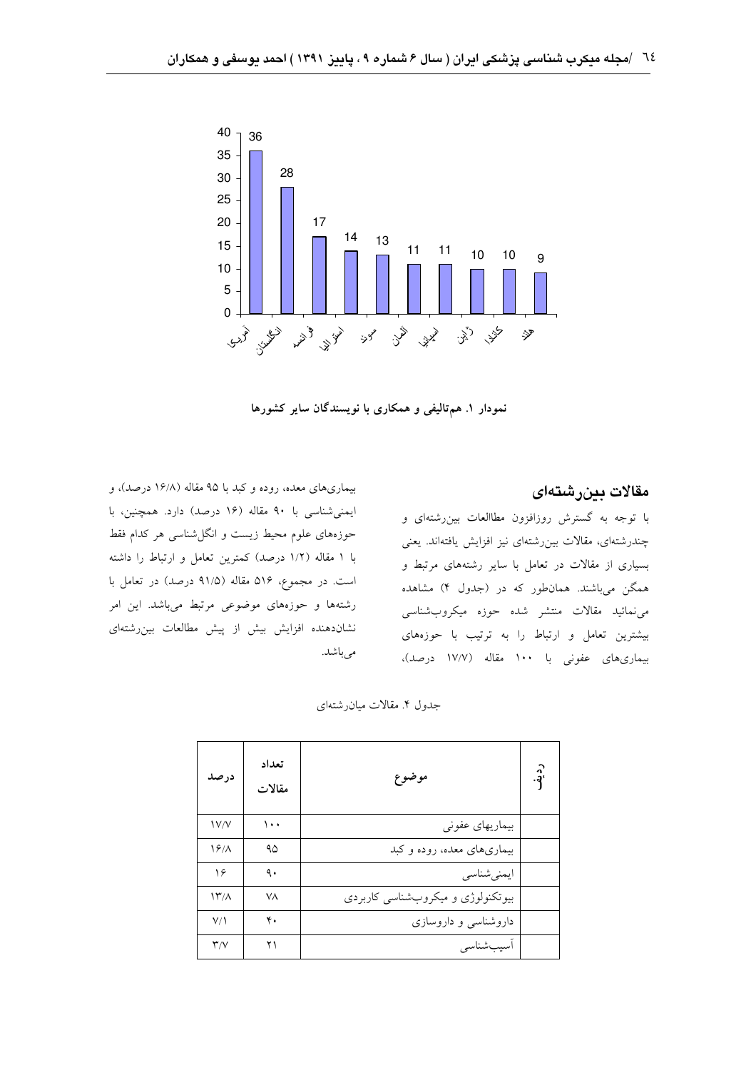نمودار ۱. هم‌تالیفی و همکاری با نویسندگان سایر کشورها

## مقالات بین‌رشته‌ای

با توجه به گسترش روزافزون مطاالعات بین‌رشته‌ای و چندرشته‌ای، مقالات بین‌رشته‌ای نیز افزایش یافته‌اند. یعنی بسیاری از مقالات در تعامل با سایر رشته‌های مرتبط و همگن می‌باشند. همان‌طور که در (جدول ۴) مشاهده می‌نمائید مقالات منتشر شده حوزه میکروب‌شناسی بیشترین تعامل و ارتباط را به ترتیب با حوزه‌های بیماری‌های عفونی با ۱۰۰ مقاله (۱۷/۷ درصد)، بیماری‌های معده، روده و کبد با ۹۵ مقاله (۱۶/۸ درصد)، و ایمنی‌شناسی با ۹۰ مقاله (۱۶ درصد) دارد. همچنین، با حوزه‌های علوم محیط زیست و انگل‌شناسی هر کدام فقط با ۱ مقاله (۱/۲ درصد) کمترین تعامل و ارتباط را داشته است. در مجموع، ۵۱۶ مقاله (۹۱/۵ درصد) در تعامل با رشته‌ها و حوزه‌های موضوعی مرتبط می‌باشد. این امر نشان‌دهنده افزایش بیش از پیش مطالعات بین‌رشته‌ای می‌باشد.

جدول ۴. مقالات میان‌رشته‌ای

| ردیف | موضوع | تعداد مقالات | درصد |
| --- | --- | --- | --- |
| | بیماریهای عفونی | ۱۰۰ | ۱۷/۷ |
| | بیماری‌های معده، روده و کبد | ۹۵ | ۱۶/۸ |
| | ایمنی‌شناسی | ۹۰ | ۱۶ |
| | بیوتکنولوژی و میکروب‌شناسی کاربردی | ۷۸ | ۱۳/۸ |
| | داروشناسی و داروسازی | ۴۰ | ۷/۱ |
| | آسیب‌شناسی | ۲۱ | ۳/۷ |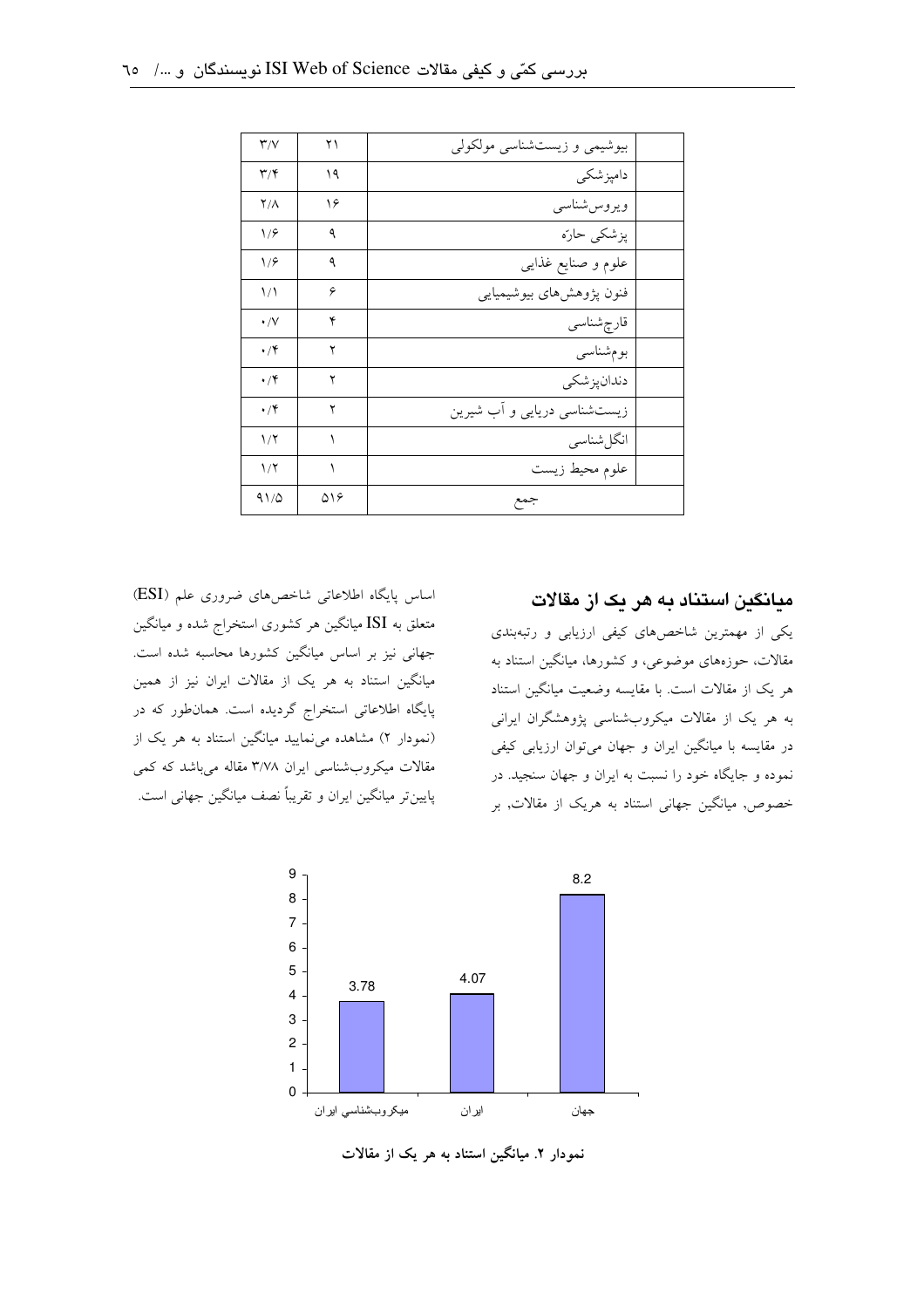| بیوشیمی و زیست‌شناسی مولکولی | ۲۱ | ۳/۷ |
|---|---|---|
| دامپزشکی | ۱۹ | ۳/۴ |
| ویروس‌شناسی | ۱۶ | ۲/۸ |
| پزشکی حارّه | ۹ | ۱/۶ |
| علوم و صنایع غذایی | ۹ | ۱/۶ |
| فنون پژوهش‌های بیوشیمیایی | ۶ | ۱/۱ |
| قارچ‌شناسی | ۴ | ۰/۷ |
| بوم‌شناسی | ۲ | ۰/۴ |
| دندان‌پزشکی | ۲ | ۰/۴ |
| زیست‌شناسی دریایی و آب شیرین | ۲ | ۰/۴ |
| انگل‌شناسی | ۱ | ۱/۲ |
| علوم محیط زیست | ۱ | ۱/۲ |
| جمع | ۵۱۶ | ۹۱/۵ |

## میانگین استناد به هر یک از مقالات

یکی از مهمترین شاخص‌های کیفی ارزیابی و رتبه‌بندی مقالات، حوزه‌های موضوعی، و کشورها، میانگین استناد به هر یک از مقالات است. با مقایسه وضعیت میانگین استناد به هر یک از مقالات میکروب‌شناسی پژوهشگران ایرانی در مقایسه با میانگین ایران و جهان می‌توان ارزیابی کیفی نموده و جایگاه خود را نسبت به ایران و جهان سنجید. در خصوص, میانگین جهانی استناد به هریک از مقالات, بر اساس پایگاه اطلاعاتی شاخص‌های ضروری علم (ESI) متعلق به ISI میانگین هر کشوری استخراج شده و میانگین جهانی نیز بر اساس میانگین کشورها محاسبه شده است. میانگین استناد به هر یک از مقالات ایران نیز از همین پایگاه اطلاعاتی استخراج گردیده است. همان‌طور که در (نمودار ۲) مشاهده می‌نمایید میانگین استناد به هر یک از مقالات میکروب‌شناسی ایران ۳/۷۸ مقاله می‌باشد که کمی پایین‌تر میانگین ایران و تقریباً نصف میانگین جهانی است.

| | میکروب‌شناسی ایران | ایران | جهان |
|---|---|---|---|
| میانگین استناد | 3.78 | 4.07 | 8.2 |

**نمودار ۲. میانگین استناد به هر یک از مقالات**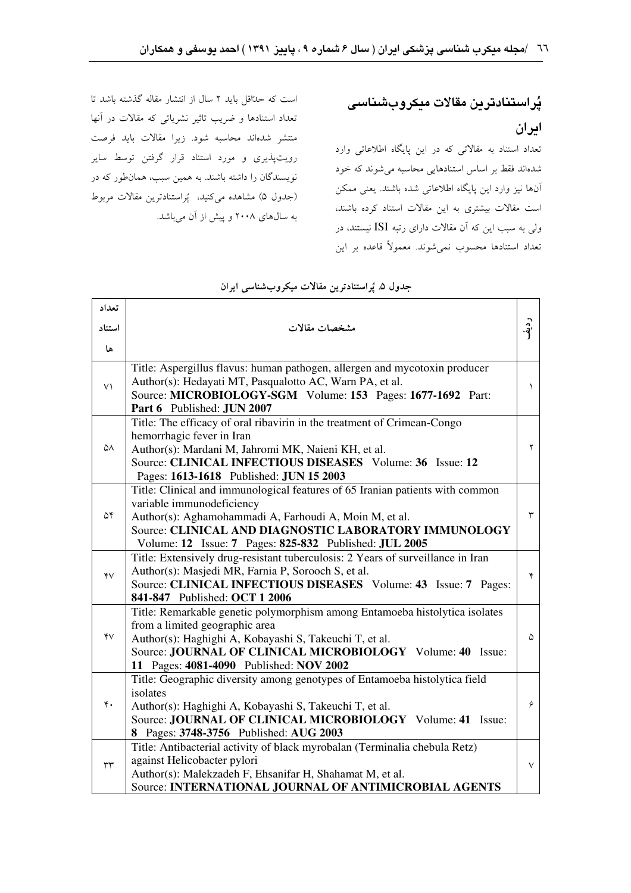## پُراستنادترین مقالات میکروب‌شناسی ایران

تعداد استناد به مقالاتی که در این پایگاه اطلاعاتی وارد شده‌اند فقط بر اساس استنادهایی محاسبه می‌شوند که خود آن‌ها نیز وارد این پایگاه اطلاعاتی شده باشند. یعنی ممکن است مقالات بیشتری به این مقالات استناد کرده باشند، ولی به سبب این که آن مقالات دارای رتبه ISI نیستند، در تعداد استنادها محسوب نمی‌شوند. معمولاً قاعده بر این است که حدّاقل باید ۲ سال از انتشار مقاله گذشته باشد تا تعداد استنادها و ضریب تاثیر نشریاتی که مقالات در آنها منتشر شده‌اند محاسبه شود. زیرا مقالات باید فرصت رویت‌پذیری و مورد استناد قرار گرفتن توسط سایر نویسندگان را داشته باشند. به همین سبب، همان‌طور که در (جدول ۵) مشاهده می‌کنید، پُراستنادترین مقالات مربوط به سال‌های ۲۰۰۸ و پیش از آن می‌باشد.

جدول ۵. پُراستنادترین مقالات میکروب‌شناسی ایران

| ردیف | مشخصات مقالات | تعداد استنادها |
|---|---|---|
| ۱ | Title: Aspergillus flavus: human pathogen, allergen and mycotoxin producer<br>Author(s): Hedayati MT, Pasqualotto AC, Warn PA, et al.<br>Source: **MICROBIOLOGY-SGM** Volume: **153** Pages: **1677-1692** Part: **Part 6** Published: **JUN 2007** | ۷۱ |
| ۲ | Title: The efficacy of oral ribavirin in the treatment of Crimean-Congo hemorrhagic fever in Iran<br>Author(s): Mardani M, Jahromi MK, Naieni KH, et al.<br>Source: **CLINICAL INFECTIOUS DISEASES** Volume: **36** Issue: **12** Pages: **1613-1618** Published: **JUN 15 2003** | ۵۸ |
| ۳ | Title: Clinical and immunological features of 65 Iranian patients with common variable immunodeficiency<br>Author(s): Aghamohammadi A, Farhoudi A, Moin M, et al.<br>Source: **CLINICAL AND DIAGNOSTIC LABORATORY IMMUNOLOGY** Volume: **12** Issue: **7** Pages: **825-832** Published: **JUL 2005** | ۵۴ |
| ۴ | Title: Extensively drug-resistant tuberculosis: 2 Years of surveillance in Iran<br>Author(s): Masjedi MR, Farnia P, Sorooch S, et al.<br>Source: **CLINICAL INFECTIOUS DISEASES** Volume: **43** Issue: **7** Pages: **841-847** Published: **OCT 1 2006** | ۴۷ |
| ۵ | Title: Remarkable genetic polymorphism among Entamoeba histolytica isolates from a limited geographic area<br>Author(s): Haghighi A, Kobayashi S, Takeuchi T, et al.<br>Source: **JOURNAL OF CLINICAL MICROBIOLOGY** Volume: **40** Issue: **11** Pages: **4081-4090** Published: **NOV 2002** | ۴۷ |
| ۶ | Title: Geographic diversity among genotypes of Entamoeba histolytica field isolates<br>Author(s): Haghighi A, Kobayashi S, Takeuchi T, et al.<br>Source: **JOURNAL OF CLINICAL MICROBIOLOGY** Volume: **41** Issue: **8** Pages: **3748-3756** Published: **AUG 2003** | ۴۰ |
| ۷ | Title: Antibacterial activity of black myrobalan (Terminalia chebula Retz) against Helicobacter pylori<br>Author(s): Malekzadeh F, Ehsanifar H, Shahamat M, et al.<br>Source: **INTERNATIONAL JOURNAL OF ANTIMICROBIAL AGENTS** | ۳۳ |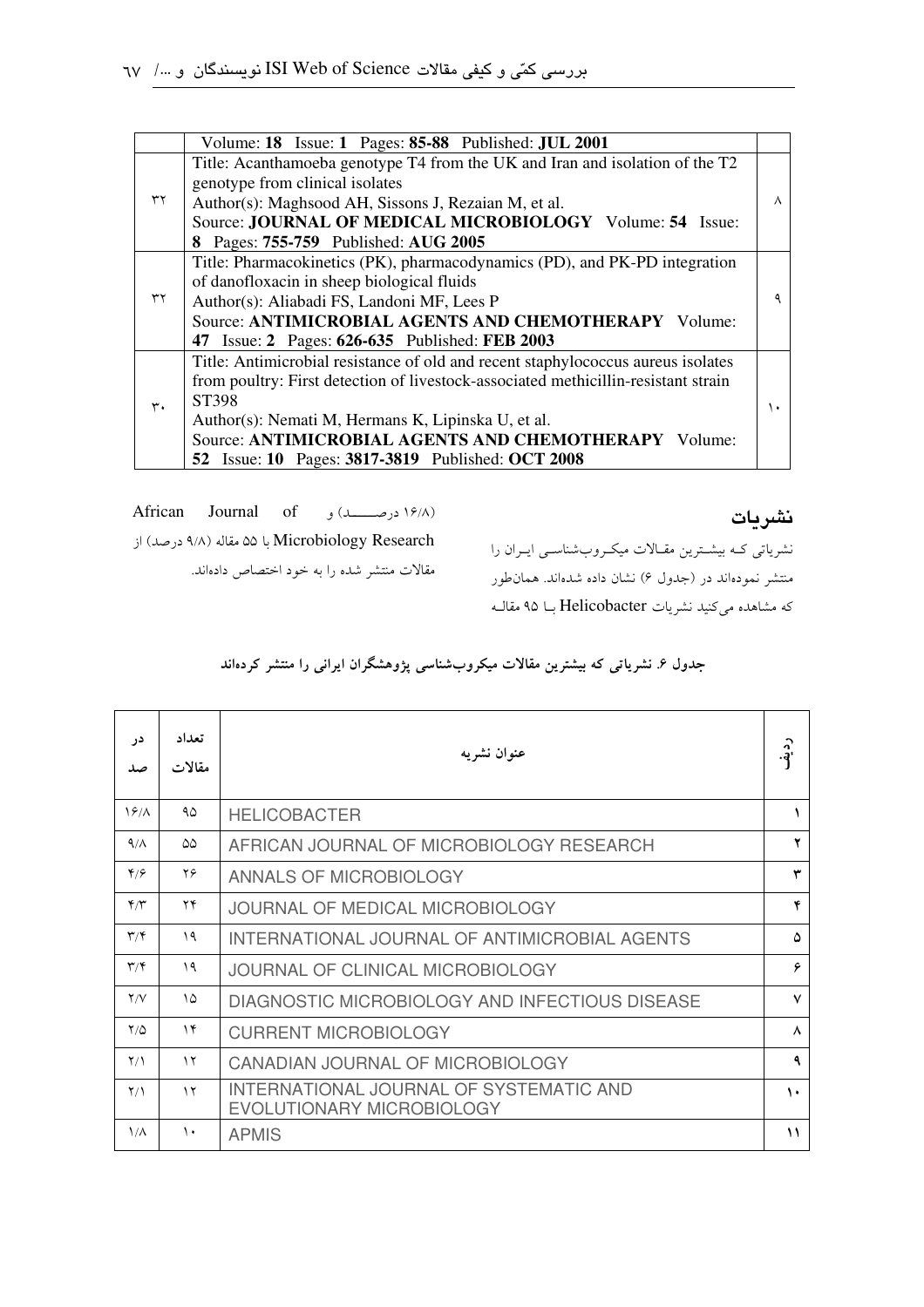| | Volume: **18** Issue: **1** Pages: **85-88** Published: **JUL 2001** | |
|---|---|---|
| ۳۲ | Title: Acanthamoeba genotype T4 from the UK and Iran and isolation of the T2 genotype from clinical isolates<br>Author(s): Maghsood AH, Sissons J, Rezaian M, et al.<br>Source: **JOURNAL OF MEDICAL MICROBIOLOGY** Volume: **54** Issue: **8** Pages: **755-759** Published: **AUG 2005** | ۸ |
| ۳۲ | Title: Pharmacokinetics (PK), pharmacodynamics (PD), and PK-PD integration of danofloxacin in sheep biological fluids<br>Author(s): Aliabadi FS, Landoni MF, Lees P<br>Source: **ANTIMICROBIAL AGENTS AND CHEMOTHERAPY** Volume: **47** Issue: **2** Pages: **626-635** Published: **FEB 2003** | ۹ |
| ۳۰ | Title: Antimicrobial resistance of old and recent staphylococcus aureus isolates from poultry: First detection of livestock-associated methicillin-resistant strain ST398<br>Author(s): Nemati M, Hermans K, Lipinska U, et al.<br>Source: **ANTIMICROBIAL AGENTS AND CHEMOTHERAPY** Volume: **52** Issue: **10** Pages: **3817-3819** Published: **OCT 2008** | ۱۰ |

## نشریات

نشریاتی کـه بیشـترین مقـالات میکـروب‌شناسـی ایـران را منتشر نموده‌اند در (جدول ۶) نشان داده شده‌اند. همان‌طور که مشاهده می‌کنید نشریات Helicobacter بـا ۹۵ مقالـه (۱۶/۸ درصـــــد) و African Journal of Microbiology Research با ۵۵ مقاله (۹/۸ درصد) از مقالات منتشر شده را به خود اختصاص داده‌اند.

**جدول ۶. نشریاتی که بیشترین مقالات میکروب‌شناسی پژوهشگران ایرانی را منتشر کرده‌اند**

| ردیف | عنوان نشریه | تعداد مقالات | در صد |
|---|---|---|---|
| ۱ | HELICOBACTER | ۹۵ | ۱۶/۸ |
| ۲ | AFRICAN JOURNAL OF MICROBIOLOGY RESEARCH | ۵۵ | ۹/۸ |
| ۳ | ANNALS OF MICROBIOLOGY | ۲۶ | ۴/۶ |
| ۴ | JOURNAL OF MEDICAL MICROBIOLOGY | ۲۴ | ۴/۳ |
| ۵ | INTERNATIONAL JOURNAL OF ANTIMICROBIAL AGENTS | ۱۹ | ۳/۴ |
| ۶ | JOURNAL OF CLINICAL MICROBIOLOGY | ۱۹ | ۳/۴ |
| ۷ | DIAGNOSTIC MICROBIOLOGY AND INFECTIOUS DISEASE | ۱۵ | ۲/۷ |
| ۸ | CURRENT MICROBIOLOGY | ۱۴ | ۲/۵ |
| ۹ | CANADIAN JOURNAL OF MICROBIOLOGY | ۱۲ | ۲/۱ |
| ۱۰ | INTERNATIONAL JOURNAL OF SYSTEMATIC AND EVOLUTIONARY MICROBIOLOGY | ۱۲ | ۲/۱ |
| ۱۱ | APMIS | ۱۰ | ۱/۸ |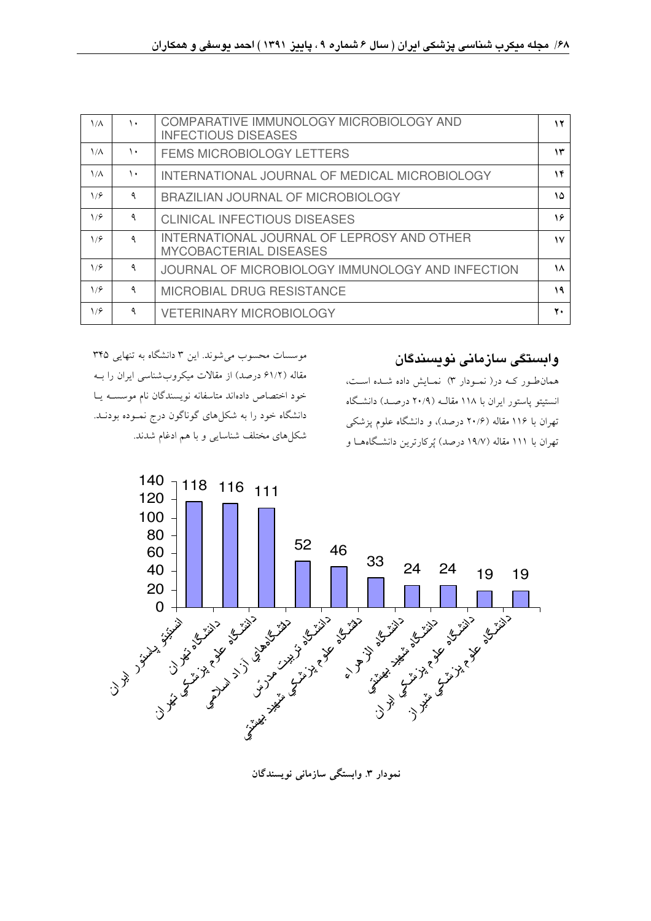| ۱۲ | COMPARATIVE IMMUNOLOGY MICROBIOLOGY AND INFECTIOUS DISEASES | ۱۰ | ۱/۸ |
|---|---|---|---|
| ۱۳ | FEMS MICROBIOLOGY LETTERS | ۱۰ | ۱/۸ |
| ۱۴ | INTERNATIONAL JOURNAL OF MEDICAL MICROBIOLOGY | ۱۰ | ۱/۸ |
| ۱۵ | BRAZILIAN JOURNAL OF MICROBIOLOGY | ۹ | ۱/۶ |
| ۱۶ | CLINICAL INFECTIOUS DISEASES | ۹ | ۱/۶ |
| ۱۷ | INTERNATIONAL JOURNAL OF LEPROSY AND OTHER MYCOBACTERIAL DISEASES | ۹ | ۱/۶ |
| ۱۸ | JOURNAL OF MICROBIOLOGY IMMUNOLOGY AND INFECTION | ۹ | ۱/۶ |
| ۱۹ | MICROBIAL DRUG RESISTANCE | ۹ | ۱/۶ |
| ۲۰ | VETERINARY MICROBIOLOGY | ۹ | ۱/۶ |

## وابستگی سازمانی نویسندگان

همان‌طور که در( نمودار ۳) نمایش داده شده است، انستیتو پاستور ایران با ۱۱۸ مقاله (۲۰/۹ درصد) دانشگاه تهران با ۱۱۶ مقاله (۲۰/۶ درصد)، و دانشگاه علوم پزشکی تهران با ۱۱۱ مقاله (۱۹/۷ درصد) پُرکارترین دانشگاه‌ها و موسسات محسوب می‌شوند. این ۳ دانشگاه به تنهایی ۳۴۵ مقاله (۶۱/۲ درصد) از مقالات میکروب‌شناسی ایران را به خود اختصاص داده‌اند متاسفانه نویسندگان نام موسسه یا دانشگاه خود را به شکل‌های گوناگون درج نموده بودند. شکل‌های مختلف شناسایی و با هم ادغام شدند.

| موسسه | تعداد مقاله |
|---|---|
| انستیتو پاستور ایران | 118 |
| دانشگاه تهران | 116 |
| دانشگاه علوم پزشکی تهران | 111 |
| دانشگاه‌های آزاد اسلامی | 52 |
| دانشگاه تربیت مدرّس | 46 |
| دانشگاه علوم پزشکی شهید بهشتی | 33 |
| دانشگاه الزهراء | 24 |
| دانشگاه شهید بهشتی | 24 |
| دانشگاه علوم پزشکی ایران | 19 |
| دانشگاه علوم پزشکی شیراز | 19 |

**نمودار ۳. وابستگی سازمانی نویسندگان**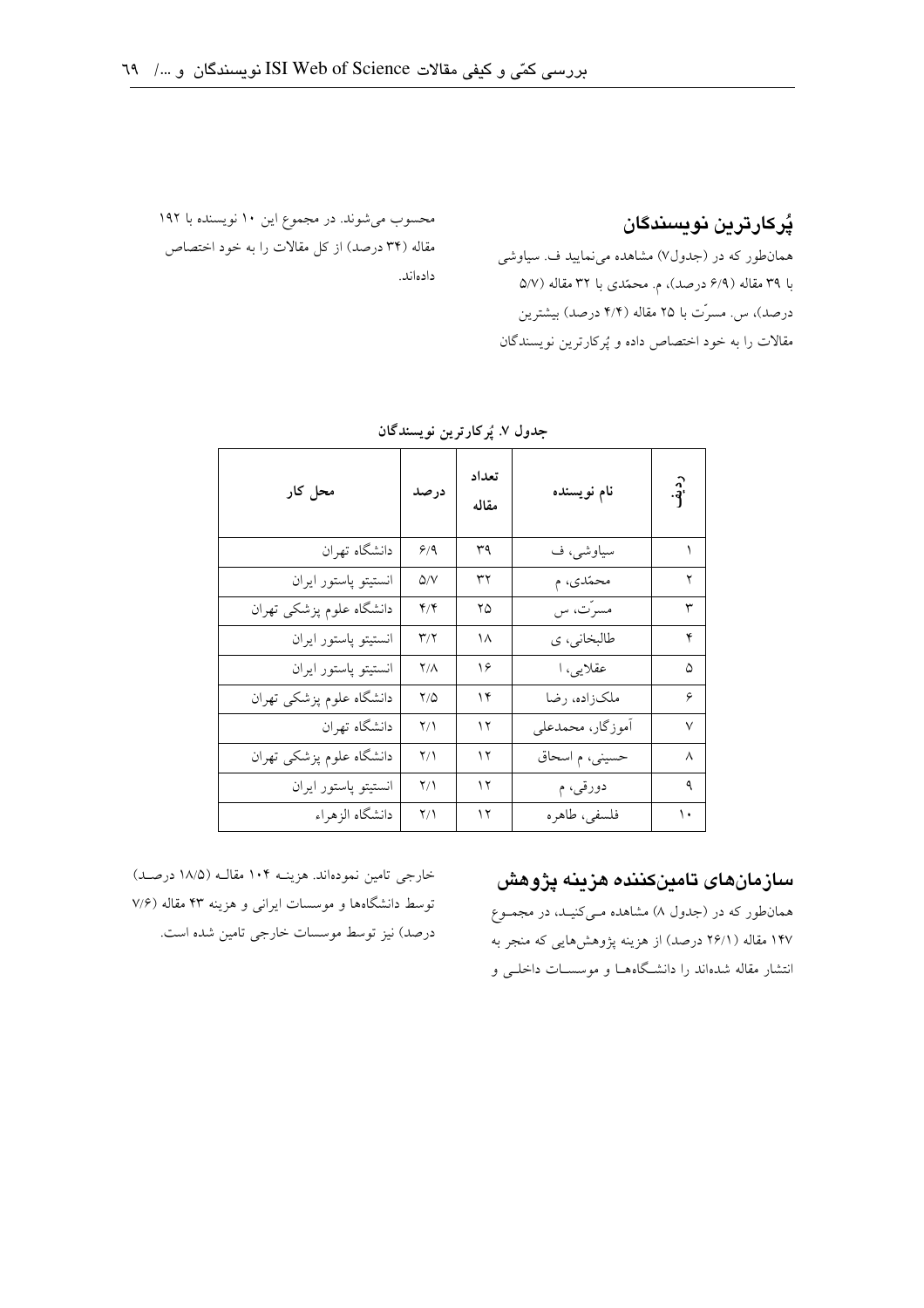## پُرکارترین نویسندگان

همان‌طور که در (جدول۷) مشاهده می‌نمایید ف. سیاوشی با ۳۹ مقاله (۶/۹ درصد)، م. محمّدی با ۳۲ مقاله (۵/۷ درصد)، س. مسرّت با ۲۵ مقاله (۴/۴ درصد) بیشترین مقالات را به خود اختصاص داده و پُرکارترین نویسندگان محسوب می‌شوند. در مجموع این ۱۰ نویسنده با ۱۹۲ مقاله (۳۴ درصد) از کل مقالات را به خود اختصاص داده‌اند.

**جدول ۷. پُرکارترین نویسندگان**

| ردیف | نام نویسنده | تعداد مقاله | درصد | محل کار |
|---|---|---|---|---|
| ۱ | سیاوشی، ف | ۳۹ | ۶/۹ | دانشگاه تهران |
| ۲ | محمّدی، م | ۳۲ | ۵/۷ | انستیتو پاستور ایران |
| ۳ | مسرّت، س | ۲۵ | ۴/۴ | دانشگاه علوم پزشکی تهران |
| ۴ | طالبخانی، ی | ۱۸ | ۳/۲ | انستیتو پاستور ایران |
| ۵ | عقلایی، ا | ۱۶ | ۲/۸ | انستیتو پاستور ایران |
| ۶ | ملک‌زاده، رضا | ۱۴ | ۲/۵ | دانشگاه علوم پزشکی تهران |
| ۷ | آموزگار، محمدعلی | ۱۲ | ۲/۱ | دانشگاه تهران |
| ۸ | حسینی، م اسحاق | ۱۲ | ۲/۱ | دانشگاه علوم پزشکی تهران |
| ۹ | دورقی، م | ۱۲ | ۲/۱ | انستیتو پاستور ایران |
| ۱۰ | فلسفی، طاهره | ۱۲ | ۲/۱ | دانشگاه الزهراء |

## سازمان‌های تامین‌کننده هزینه پژوهش

همان‌طور که در (جدول ۸) مشاهده مـی‌کنیـد، در مجمـوع ۱۴۷ مقاله (۲۶/۱ درصد) از هزینه پژوهش‌هایی که منجر به انتشار مقاله شده‌اند را دانشـگاه‌هـا و موسسـات داخلـی و خارجی تامین نموده‌اند. هزینـه ۱۰۴ مقالـه (۱۸/۵ درصـد) توسط دانشگاه‌ها و موسسات ایرانی و هزینه ۴۳ مقاله (۷/۶ درصد) نیز توسط موسسات خارجی تامین شده است.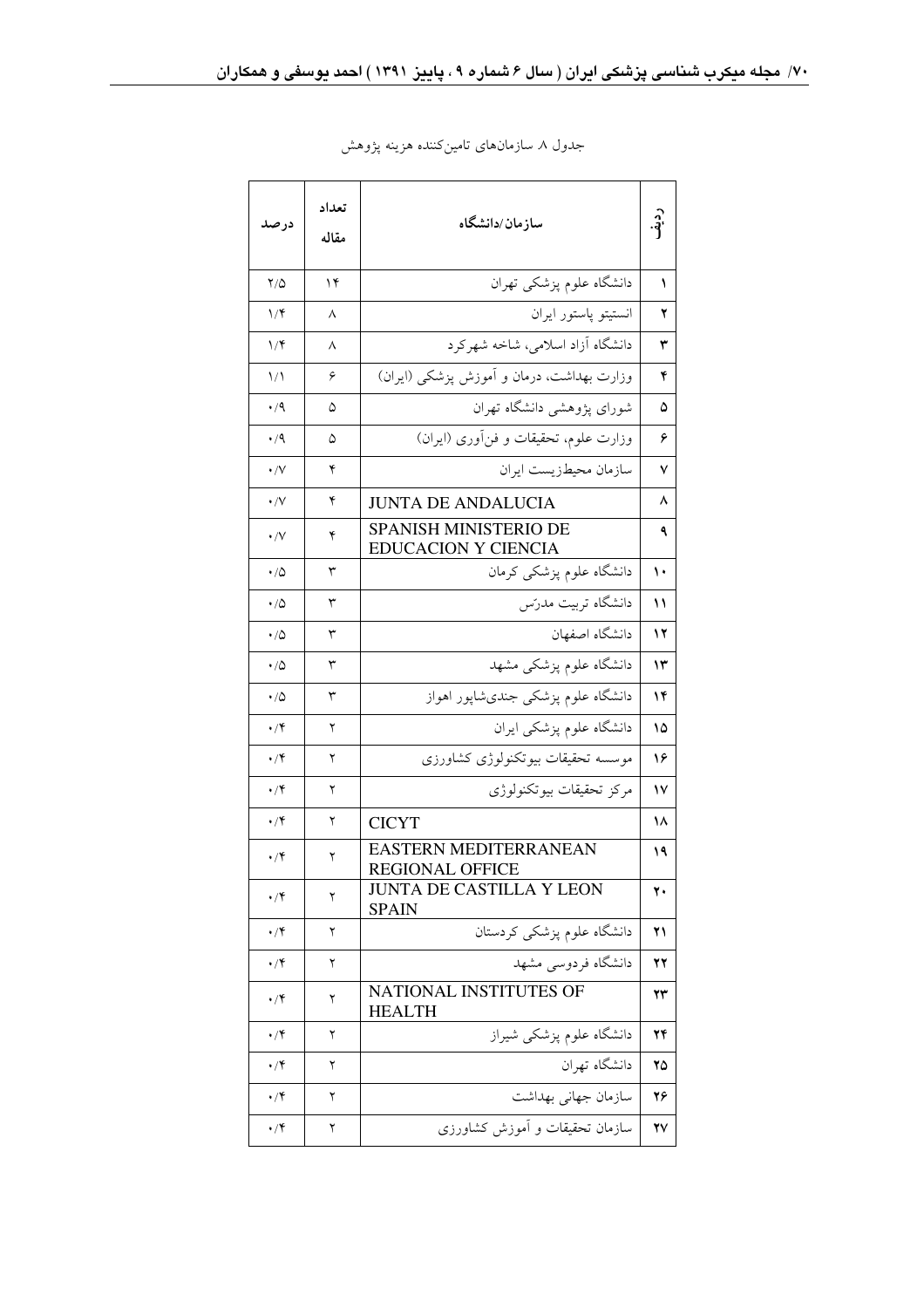جدول ۸. سازمان‌های تامین‌کننده هزینه پژوهش

| ردیف | سازمان/دانشگاه | تعداد مقاله | درصد |
|---|---|---|---|
| ۱ | دانشگاه علوم پزشکی تهران | ۱۴ | ۲/۵ |
| ۲ | انستیتو پاستور ایران | ۸ | ۱/۴ |
| ۳ | دانشگاه آزاد اسلامی، شاخه شهرکرد | ۸ | ۱/۴ |
| ۴ | وزارت بهداشت، درمان و آموزش پزشکی (ایران) | ۶ | ۱/۱ |
| ۵ | شورای پژوهشی دانشگاه تهران | ۵ | ۰/۹ |
| ۶ | وزارت علوم، تحقیقات و فن‌آوری (ایران) | ۵ | ۰/۹ |
| ۷ | سازمان محیط‌زیست ایران | ۴ | ۰/۷ |
| ۸ | JUNTA DE ANDALUCIA | ۴ | ۰/۷ |
| ۹ | SPANISH MINISTERIO DE EDUCACION Y CIENCIA | ۴ | ۰/۷ |
| ۱۰ | دانشگاه علوم پزشکی کرمان | ۳ | ۰/۵ |
| ۱۱ | دانشگاه تربیت مدرّس | ۳ | ۰/۵ |
| ۱۲ | دانشگاه اصفهان | ۳ | ۰/۵ |
| ۱۳ | دانشگاه علوم پزشکی مشهد | ۳ | ۰/۵ |
| ۱۴ | دانشگاه علوم پزشکی جندی‌شاپور اهواز | ۳ | ۰/۵ |
| ۱۵ | دانشگاه علوم پزشکی ایران | ۲ | ۰/۴ |
| ۱۶ | موسسه تحقیقات بیوتکنولوژی کشاورزی | ۲ | ۰/۴ |
| ۱۷ | مرکز تحقیقات بیوتکنولوژی | ۲ | ۰/۴ |
| ۱۸ | CICYT | ۲ | ۰/۴ |
| ۱۹ | EASTERN MEDITERRANEAN REGIONAL OFFICE | ۲ | ۰/۴ |
| ۲۰ | JUNTA DE CASTILLA Y LEON SPAIN | ۲ | ۰/۴ |
| ۲۱ | دانشگاه علوم پزشکی کردستان | ۲ | ۰/۴ |
| ۲۲ | دانشگاه فردوسی مشهد | ۲ | ۰/۴ |
| ۲۳ | NATIONAL INSTITUTES OF HEALTH | ۲ | ۰/۴ |
| ۲۴ | دانشگاه علوم پزشکی شیراز | ۲ | ۰/۴ |
| ۲۵ | دانشگاه تهران | ۲ | ۰/۴ |
| ۲۶ | سازمان جهانی بهداشت | ۲ | ۰/۴ |
| ۲۷ | سازمان تحقیقات و آموزش کشاورزی | ۲ | ۰/۴ |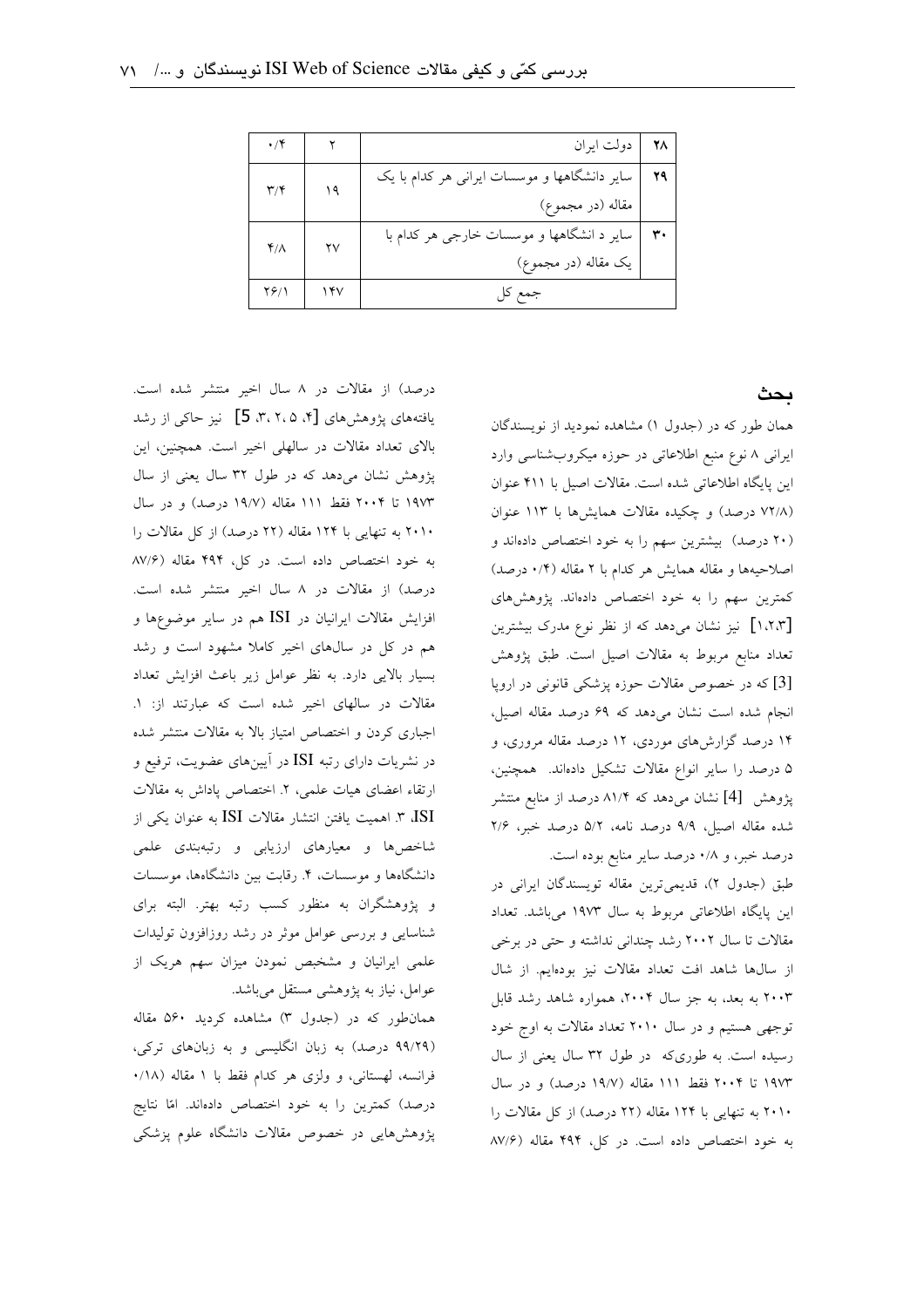| ۲۸ | دولت ایران | ۲ | ۰/۴ |
| --- | --- | --- | --- |
| ۲۹ | سایر دانشگاهها و موسسات ایرانی هر کدام با یک مقاله (در مجموع) | ۱۹ | ۳/۴ |
| ۳۰ | سایر د انشگاهها و موسسات خارجی هر کدام با یک مقاله (در مجموع) | ۲۷ | ۴/۸ |
| | جمع کل | ۱۴۷ | ۲۶/۱ |

## بحث

همان طور که در (جدول ۱) مشاهده نمودید از نویسندگان ایرانی ۸ نوع منبع اطلاعاتی در حوزه میکروب‌شناسی وارد این پایگاه اطلاعاتی شده است. مقالات اصیل با ۴۱۱ عنوان (۷۲/۸ درصد) و چکیده مقالات همایش‌ها با ۱۱۳ عنوان (۲۰ درصد) بیشترین سهم را به خود اختصاص داده‌اند و اصلاحیه‌ها و مقاله همایش هر کدام با ۲ مقاله (۰/۴ درصد) کمترین سهم را به خود اختصاص داده‌اند. پژوهش‌های [۱،۲،۳] نیز نشان می‌دهد که از نظر نوع مدرک بیشترین تعداد منابع مربوط به مقالات اصیل است. طبق پژوهش [3] که در خصوص مقالات حوزه پزشکی قانونی در اروپا انجام شده است نشان می‌دهد که ۶۹ درصد مقاله اصیل، ۱۴ درصد گزارش‌های موردی، ۱۲ درصد مقاله مروری، و ۵ درصد را سایر انواع مقالات تشکیل داده‌اند. همچنین، پژوهش [4] نشان می‌دهد که ۸۱/۴ درصد از منابع منتشر شده مقاله اصیل، ۹/۹ درصد نامه، ۵/۲ درصد خبر، ۲/۶ درصد خبر، و ۰/۸ درصد سایر منابع بوده است.

طبق (جدول ۲)، قدیمی‌ترین مقاله تویسندگان ایرانی در این پایگاه اطلاعاتی مربوط به سال ۱۹۷۳ می‌باشد. تعداد مقالات تا سال ۲۰۰۲ رشد چندانی نداشته و حتی در برخی از سال‌ها شاهد افت تعداد مقالات نیز بوده‌ایم. از شال ۲۰۰۳ به بعد، به جز سال ۲۰۰۴، همواره شاهد رشد قابل توجهی هستیم و در سال ۲۰۱۰ تعداد مقالات به اوج خود رسیده است. به طوری‌که در طول ۳۲ سال یعنی از سال ۱۹۷۳ تا ۲۰۰۴ فقط ۱۱۱ مقاله (۱۹/۷ درصد) و در سال ۲۰۱۰ به تنهایی با ۱۲۴ مقاله (۲۲ درصد) از کل مقالات را به خود اختصاص داده است. در کل، ۴۹۴ مقاله (۸۷/۶ درصد) از مقالات در ۸ سال اخیر منتشر شده است. یافته‌های پژوهش‌های [۴، ۵، ۲، ۳، 5] نیز حاکی از رشد بالای تعداد مقالات در سالهای اخیر است. همچنین، این پژوهش نشان می‌دهد که در طول ۳۲ سال یعنی از سال ۱۹۷۳ تا ۲۰۰۴ فقط ۱۱۱ مقاله (۱۹/۷ درصد) و در سال ۲۰۱۰ به تنهایی با ۱۲۴ مقاله (۲۲ درصد) از کل مقالات را به خود اختصاص داده است. در کل، ۴۹۴ مقاله (۸۷/۶ درصد) از مقالات در ۸ سال اخیر منتشر شده است. افزایش مقالات ایرانیان در ISI هم در سایر موضوع‌ها و هم در کل در سال‌های اخیر کاملا مشهود است و رشد بسیار بالایی دارد. به نظر عوامل زیر باعث افزایش تعداد مقالات در سالهای اخیر شده است که عبارتند از: ۱. اجباری کردن و اختصاص امتیاز بالا به مقالات منتشر شده در نشریات دارای رتبه ISI در آیین‌های عضویت، ترفیع و ارتقاء اعضای هیات علمی، ۲. اختصاص پاداش به مقالات ISI، ۳. اهمیت یافتن انتشار مقالات ISI به عنوان یکی از شاخص‌ها و معیارهای ارزیابی و رتبه‌بندی علمی دانشگاه‌ها و موسسات، ۴. رقابت بین دانشگاه‌ها، موسسات و پژوهشگران به منظور کسب رتبه بهتر. البته برای شناسایی و بررسی عوامل موثر در رشد روزافزون تولیدات علمی ایرانیان و مشخص نمودن میزان سهم هریک از عوامل، نیاز به پژوهشی مستقل می‌باشد.

همان‌طور که در (جدول ۳) مشاهده کردید ۵۶۰ مقاله (۹۹/۲۹ درصد) به زبان انگلیسی و به زبان‌های ترکی، فرانسه، لهستانی، و ولزی هر کدام فقط با ۱ مقاله (۰/۱۸ درصد) کمترین را به خود اختصاص داده‌اند. امّا نتایج پژوهش‌هایی در خصوص مقالات دانشگاه علوم پزشکی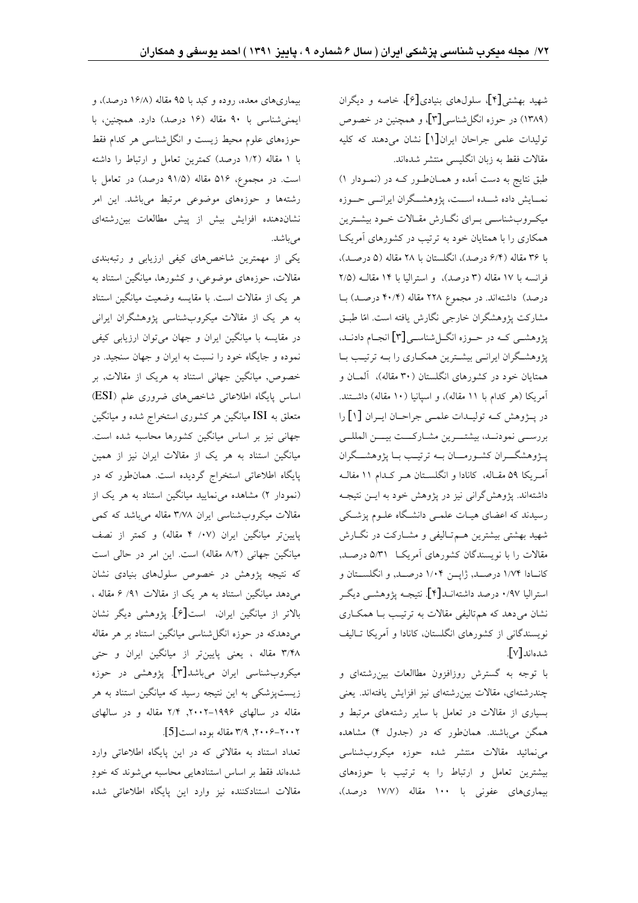شهید بهشتی[۴]، سلول‌های بنیادی[۶]، خاصه و دیگران (۱۳۸۹) در حوزه انگل‌شناسی[۳]، و همچنین در خصوص تولیدات علمی جراحان ایران[۱] نشان می‌دهند که کلیه مقالات فقط به زبان انگلیسی منتشر شده‌اند.

طبق نتایج به دست آمده و همانطور که در (نمودار ۱) نمایش داده شده است، پژوهشگران ایرانی حوزه میکروب‌شناسی برای نگارش مقالات خود بیشترین همکاری را با همتایان خود به ترتیب در کشورهای آمریکا با ۳۶ مقاله (۶/۴ درصد)، انگلستان با ۲۸ مقاله (۵ درصد)، فرانسه با ۱۷ مقاله (۳ درصد)، و استرالیا با ۱۴ مقاله (۲/۵ درصد) داشته‌اند. در مجموع ۲۲۸ مقاله (۴۰/۴ درصد) با مشارکت پژوهشگران خارجی نگارش یافته است. امّا طبق پژوهشی که در حوزه انگل‌شناسی[۳] انجام دادند، پژوهشگران ایرانی بیشترین همکاری را به ترتیب با همتایان خود در کشورهای انگلستان (۳۰ مقاله)، آلمان و آمریکا (هر کدام با ۱۱ مقاله)، و اسپانیا (۱۰ مقاله) داشتند. در پژوهش که تولیدات علمی جراحان ایران [۱] را بررسی نمودند، بیشترین مشارکت بین‌المللی پژوهشگران کشورمان به ترتیب با پژوهشگران آمریکا ۵۹ مقاله، کانادا و انگلستان هر کدام ۱۱ مقاله داشته‌اند. پژوهش‌گرانی نیز در پژوهش خود به این نتیجه رسیدند که اعضای هیات علمی دانشگاه علوم پزشکی شهید بهشتی بیشترین هم‌تالیفی و مشارکت در نگارش مقالات را با نویسندگان کشورهای آمریکا ۵/۳۱ درصد، کانادا ۱/۷۴ درصد، ژاپن ۱/۰۴ درصد، و انگلستان و استرالیا ۰/۹۷ درصد داشته‌اند[۴]. نتیجه پژوهشی دیگر نشان می‌دهد که هم‌تالیفی مقالات به ترتیب با همکاری نویسندگانی از کشورهای انگلستان، کانادا و آمریکا تالیف شده‌اند[۷].

با توجه به گسترش روزافزون مطاالعات بین‌رشته‌ای و چندرشته‌ای، مقالات بین‌رشته‌ای نیز افزایش یافته‌اند. یعنی بسیاری از مقالات در تعامل با سایر رشته‌های مرتبط و همگن می‌باشند. همان‌طور که در (جدول ۴) مشاهده می‌نمائید مقالات منتشر شده حوزه میکروب‌شناسی بیشترین تعامل و ارتباط را به ترتیب با حوزه‌های بیماری‌های عفونی با ۱۰۰ مقاله (۱۷/۷ درصد)، بیماری‌های معده، روده و کبد با ۹۵ مقاله (۱۶/۸ درصد)، و ایمنی‌شناسی با ۹۰ مقاله (۱۶ درصد) دارد. همچنین، با حوزه‌های علوم محیط زیست و انگل‌شناسی هر کدام فقط با ۱ مقاله (۱/۲ درصد) کمترین تعامل و ارتباط را داشته است. در مجموع، ۵۱۶ مقاله (۹۱/۵ درصد) در تعامل با رشته‌ها و حوزه‌های موضوعی مرتبط می‌باشد. این امر نشان‌دهنده افزایش بیش از پیش مطالعات بین‌رشته‌ای می‌باشد.

یکی از مهمترین شاخص‌های کیفی ارزیابی و رتبه‌بندی مقالات، حوزه‌های موضوعی، و کشورها، میانگین استناد به هر یک از مقالات است. با مقایسه وضعیت میانگین استناد به هر یک از مقالات میکروب‌شناسی پژوهشگران ایرانی در مقایسه با میانگین ایران و جهان می‌توان ارزیابی کیفی نموده و جایگاه خود را نسبت به ایران و جهان سنجید. در خصوص، میانگین جهانی استناد به هریک از مقالات، بر اساس پایگاه اطلاعاتی شاخص‌های ضروری علم (ESI) متعلق به ISI میانگین هر کشوری استخراج شده و میانگین جهانی نیز بر اساس میانگین کشورها محاسبه شده است. میانگین استناد به هر یک از مقالات ایران نیز از همین پایگاه اطلاعاتی استخراج گردیده است. همان‌طور که در (نمودار ۲) مشاهده می‌نمایید میانگین استناد به هر یک از مقالات میکروب‌شناسی ایران ۳/۷۸ مقاله می‌باشد که کمی پایین‌تر میانگین ایران (۴ /۰۷ مقاله) و کمتر از نصف میانگین جهانی (۸/۲ مقاله) است. این امر در حالی است که نتیجه پژوهش در خصوص سلول‌های بنیادی نشان می‌دهد میانگین استناد به هر یک از مقالات ۶ /۹۱ مقاله، بالاتر از میانگین ایران، است[۶]. پژوهشی دیگر نشان می‌دهدکه در حوزه انگل‌شناسی میانگین استناد بر هر مقاله ۳/۴۸ مقاله، یعنی پایین‌تر از میانگین ایران و حتی میکروب‌شناسی ایران می‌باشد[۳]. پژوهشی در حوزه زیست‌پزشکی به این نتیجه رسید که میانگین استناد به هر مقاله در سالهای ۱۹۹۶-۲۰۰۲، ۲/۴ مقاله و در سالهای ۲۰۰۲-۲۰۰۶، ۳/۹ مقاله بوده است[5].

تعداد استناد به مقالاتی که در این پایگاه اطلاعاتی وارد شده‌اند فقط بر اساس استنادهایی محاسبه می‌شوند که خودِ مقالات استنادکننده نیز وارد این پایگاه اطلاعاتی شده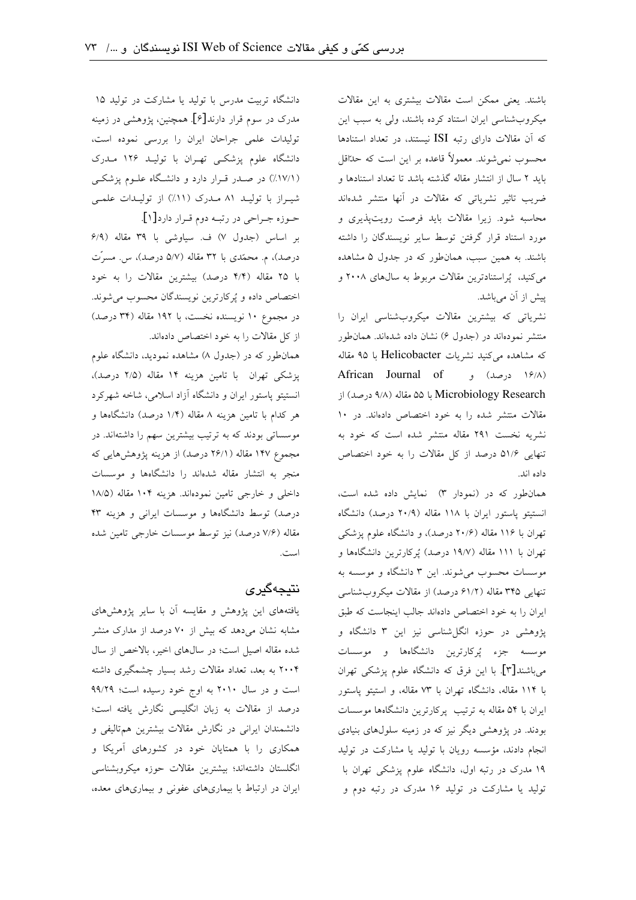باشند. یعنی ممکن است مقالات بیشتری به این مقالات میکروب‌شناسی ایران استناد کرده باشند، ولی به سبب این که آن مقالات دارای رتبه ISI نیستند، در تعداد استنادها محسوب نمی‌شوند. معمولاً قاعده بر این است که حداقل باید ۲ سال از انتشار مقاله گذشته باشد تا تعداد استنادها و ضریب تاثیر نشریاتی که مقالات در آنها منتشر شده‌اند محاسبه شود. زیرا مقالات باید فرصت رویت‌پذیری و مورد استناد قرار گرفتن توسط سایر نویسندگان را داشته باشند. به همین سبب، همان‌طور که در جدول ۵ مشاهده می‌کنید، پُراستنادترین مقالات مربوط به سال‌های ۲۰۰۸ و پیش از آن می‌باشد.

نشریاتی که بیشترین مقالات میکروب‌شناسی ایران را منتشر نموده‌اند در (جدول ۶) نشان داده شده‌اند. همان‌طور که مشاهده می‌کنید نشریات Helicobacter با ۹۵ مقاله (۱۶/۸ درصد) و African Journal of Microbiology Research با ۵۵ مقاله (۹/۸ درصد) از مقالات منتشر شده را به خود اختصاص داده‌اند. در ۱۰ نشریه نخست ۲۹۱ مقاله منتشر شده است که خود به تنهایی ۵۱/۶ درصد از کل مقالات را به خود اختصاص داده اند.

همان‌طور که در (نمودار ۳) نمایش داده شده است، انستیتو پاستور ایران با ۱۱۸ مقاله (۲۰/۹ درصد) دانشگاه تهران با ۱۱۶ مقاله (۲۰/۶ درصد)، و دانشگاه علوم پزشکی تهران با ۱۱۱ مقاله (۱۹/۷ درصد) پُرکارترین دانشگاه‌ها و موسسات محسوب می‌شوند. این ۳ دانشگاه و موسسه به تنهایی ۳۴۵ مقاله (۶۱/۲ درصد) از مقالات میکروب‌شناسی ایران را به خود اختصاص داده‌اند جالب اینجاست که طبق پژوهشی در حوزه انگل‌شناسی نیز این ۳ دانشگاه و موسسه جزء پُرکارترین دانشگاه‌ها و موسسات می‌باشند[۳]. با این فرق که دانشگاه علوم پزشکی تهران با ۱۱۴ مقاله، دانشگاه تهران با ۷۳ مقاله، و استیتو پاستور ایران با ۵۴ مقاله به ترتیب پرکارترین دانشگاه‌ها موسسات بودند. در پژوهشی دیگر نیز که در زمینه سلول‌های بنیادی انجام دادند، مؤسسه رویان با تولید یا مشارکت در تولید ۱۹ مدرک در رتبه اول، دانشگاه علوم پزشکی تهران با تولید یا مشارکت در تولید ۱۶ مدرک در رتبه دوم و دانشگاه تربیت مدرس با تولید یا مشارکت در تولید ۱۵ مدرک در سوم قرار دارند[۶]. همچنین، پژوهشی در زمینه تولیدات علمی جراحان ایران را بررسی نموده است، دانشگاه علوم پزشکی تهران با تولید ۱۲۶ مدرک (۱۷/۱٪) در صدر قرار دارد و دانشگاه علوم پزشکی شیراز با تولید ۸۱ مدرک (۱۱٪) از تولیدات علمی حوزه جراحی در رتبه دوم قرار دارد[۱].

بر اساس (جدول ۷) ف. سیاوشی با ۳۹ مقاله (۶/۹ درصد)، م. محمّدی با ۳۲ مقاله (۵/۷ درصد)، س. مسرّت با ۲۵ مقاله (۴/۴ درصد) بیشترین مقالات را به خود اختصاص داده و پُرکارترین نویسندگان محسوب می‌شوند. در مجموع ۱۰ نویسنده نخست، با ۱۹۲ مقاله (۳۴ درصد) از کل مقالات را به خود اختصاص داده‌اند.

همان‌طور که در (جدول ۸) مشاهده نمودید، دانشگاه علوم پزشکی تهران با تامین هزینه ۱۴ مقاله (۲/۵ درصد)، انستیتو پاستور ایران و دانشگاه آزاد اسلامی، شاخه شهرکرد هر کدام با تامین هزینه ۸ مقاله (۱/۴ درصد) دانشگاه‌ها و موسساتی بودند که به ترتیب بیشترین سهم را داشته‌اند. در مجموع ۱۴۷ مقاله (۲۶/۱ درصد) از هزینه پژوهش‌هایی که منجر به انتشار مقاله شده‌اند را دانشگاه‌ها و موسسات داخلی و خارجی تامین نموده‌اند. هزینه ۱۰۴ مقاله (۱۸/۵ درصد) توسط دانشگاه‌ها و موسسات ایرانی و هزینه ۴۳ مقاله (۷/۶ درصد) نیز توسط موسسات خارجی تامین شده است.

## نتیجه‌گیری

یافته‌های این پژوهش و مقایسه آن با سایر پژوهش‌های مشابه نشان می‌دهد که بیش از ۷۰ درصد از مدارک منشر شده مقاله اصیل است؛ در سال‌های اخیر، بالاخص از سال ۲۰۰۴ به بعد، تعداد مقالات رشد بسیار چشمگیری داشته است و در سال ۲۰۱۰ به اوج خود رسیده است؛ ۹۹/۲۹ درصد از مقالات به زبان انگلیسی نگارش یافته است؛ دانشمندان ایرانی در نگارش مقالات بیشترین هم‌تالیفی و همکاری را با همتایان خود در کشورهای آمریکا و انگلستان داشته‌اند؛ بیشترین مقالات حوزه میکروبشناسی ایران در ارتباط با بیماری‌های عفونی و بیماری‌های معده،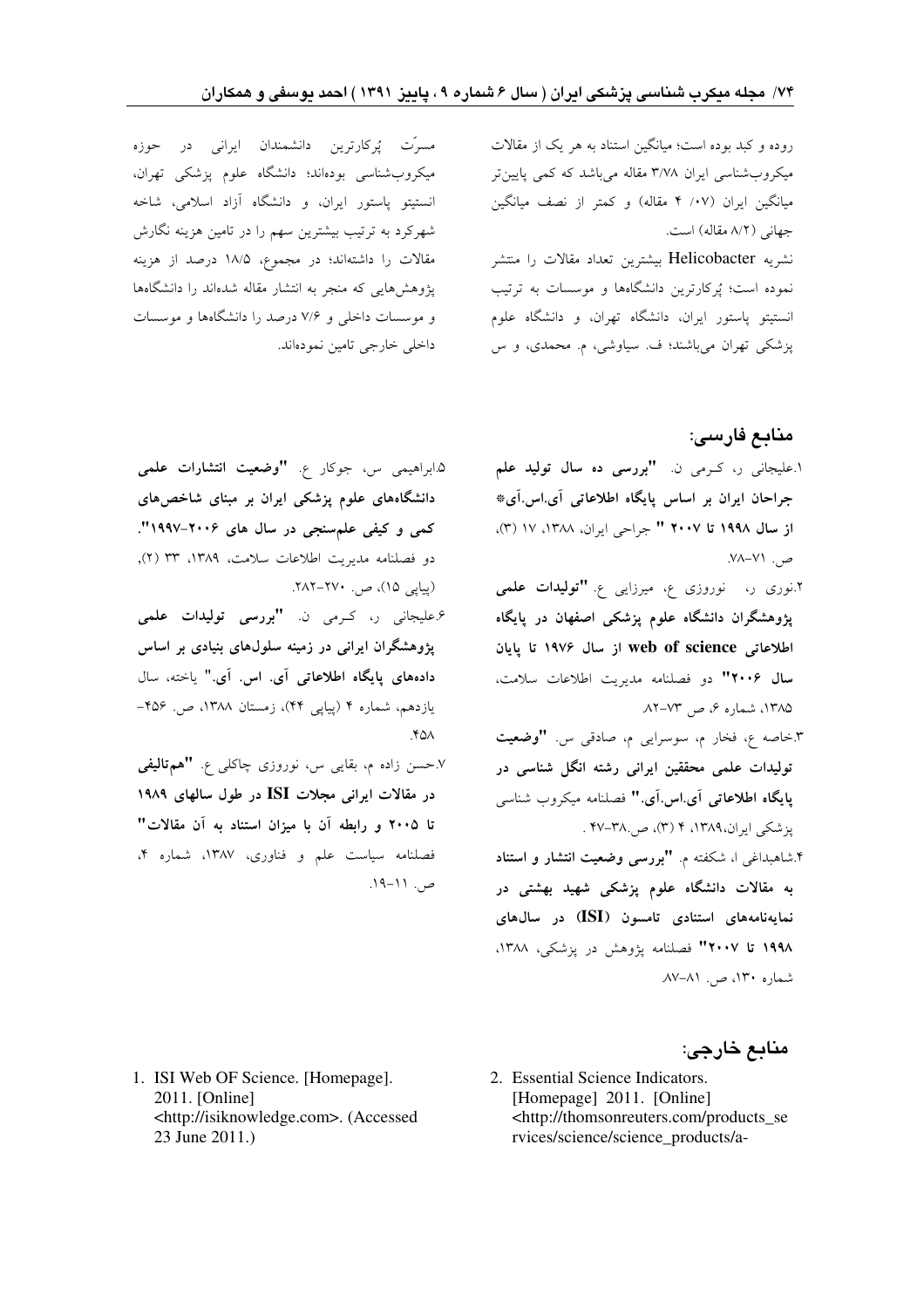روده و کبد بوده است؛ میانگین استناد به هر یک از مقالات میکروب‌شناسی ایران ۳/۷۸ مقاله می‌باشد که کمی پایین‌تر میانگین ایران (۰۷/ ۴ مقاله) و کمتر از نصف میانگین جهانی (۸/۲ مقاله) است.

نشریه Helicobacter بیشترین تعداد مقالات را منتشر نموده است؛ پُرکارترین دانشگاه‌ها و موسسات به ترتیب انستیتو پاستور ایران، دانشگاه تهران، و دانشگاه علوم پزشکی تهران می‌باشند؛ ف. سیاوشی، م. محمدی، و س مسرّت پُرکارترین دانشمندان ایرانی در حوزه میکروب‌شناسی بوده‌اند؛ دانشگاه علوم پزشکی تهران، انستیتو پاستور ایران، و دانشگاه آزاد اسلامی، شاخه شهرکرد به ترتیب بیشترین سهم را در تامین هزینه نگارش مقالات را داشته‌اند؛ در مجموع، ۱۸/۵ درصد از هزینه پژوهش‌هایی که منجر به انتشار مقاله شده‌اند را دانشگاه‌ها و موسسات داخلی و ۷/۶ درصد را دانشگاه‌ها و موسسات داخلی خارجی تامین نموده‌اند.

## منابع فارسی:

۱.علیجانی ر، کرمی ن. **"بررسی ده سال تولید علم جراحان ایران بر اساس پایگاه اطلاعاتی آی.اس.آی* از سال ۱۹۹۸ تا ۲۰۰۷ "** جراحی ایران، ۱۳۸۸، ۱۷ (۳)، ص. ۷۱-۷۸.

۲.نوری ر، نوروزی ع، میرزایی ع. **"تولیدات علمی پژوهشگران دانشگاه علوم پزشکی اصفهان در پایگاه اطلاعاتی web of science از سال ۱۹۷۶ تا پایان سال ۲۰۰۶"** دو فصلنامه مدیریت اطلاعات سلامت، ۱۳۸۵، شماره ۶، ص ۷۳-۸۲.

۳.خاصه ع، فخار م، سوسرایی م، صادقی س. **"وضعیت تولیدات علمی محققین ایرانی رشته انگل شناسی در پایگاه اطلاعاتی آی.اس.آی."** فصلنامه میکروب شناسی پزشکی ایران،۱۳۸۹، ۴ (۳)، ص.۳۸-۴۷ .

۴.شاهبداغی ا، شکفته م. **"بررسی وضعیت انتشار و استناد به مقالات دانشگاه علوم پزشکی شهید بهشتی در نمایه‌نامه‌های استنادی تامسون (ISI) در سال‌های ۱۹۹۸ تا ۲۰۰۷"** فصلنامه پژوهش در پزشکی، ۱۳۸۸، شماره ۱۳۰، ص. ۸۱-۸۷.

۵.ابراهیمی س، جوکار ع. **"وضعیت انتشارات علمی دانشگاه‌های علوم پزشکی ایران بر مبنای شاخص‌های کمی و کیفی علم‌سنجی در سال های ۲۰۰۶-۱۹۹۷"**. دو فصلنامه مدیریت اطلاعات سلامت، ۱۳۸۹، ۳۳ (۲)، (پیاپی ۱۵)، ص. ۲۷۰-۲۸۲.

۶.علیجانی ر، کرمی ن. **"بررسی تولیدات علمی پژوهشگران ایرانی در زمینه سلول‌های بنیادی بر اساس داده‌های پایگاه اطلاعاتی آی. اس. آی."** یاخته، سال یازدهم، شماره ۴ (پیاپی ۴۴)، زمستان ۱۳۸۸، ص. ۴۵۶-۴۵۸.

۷.حسن زاده م، بقایی س، نوروزی چاکلی ع. **"هم‌تالیفی در مقالات ایرانی مجلات ISI در طول سالهای ۱۹۸۹ تا ۲۰۰۵ و رابطه آن با میزان استناد به آن مقالات"** فصلنامه سیاست علم و فناوری، ۱۳۸۷، شماره ۴، ص. ۱۱-۱۹.

## منابع خارجی:

1. ISI Web OF Science. [Homepage]. 2011. [Online] <http://isiknowledge.com>. (Accessed 23 June 2011.)
2. Essential Science Indicators. [Homepage] 2011. [Online] <http://thomsonreuters.com/products_services/science/science_products/a-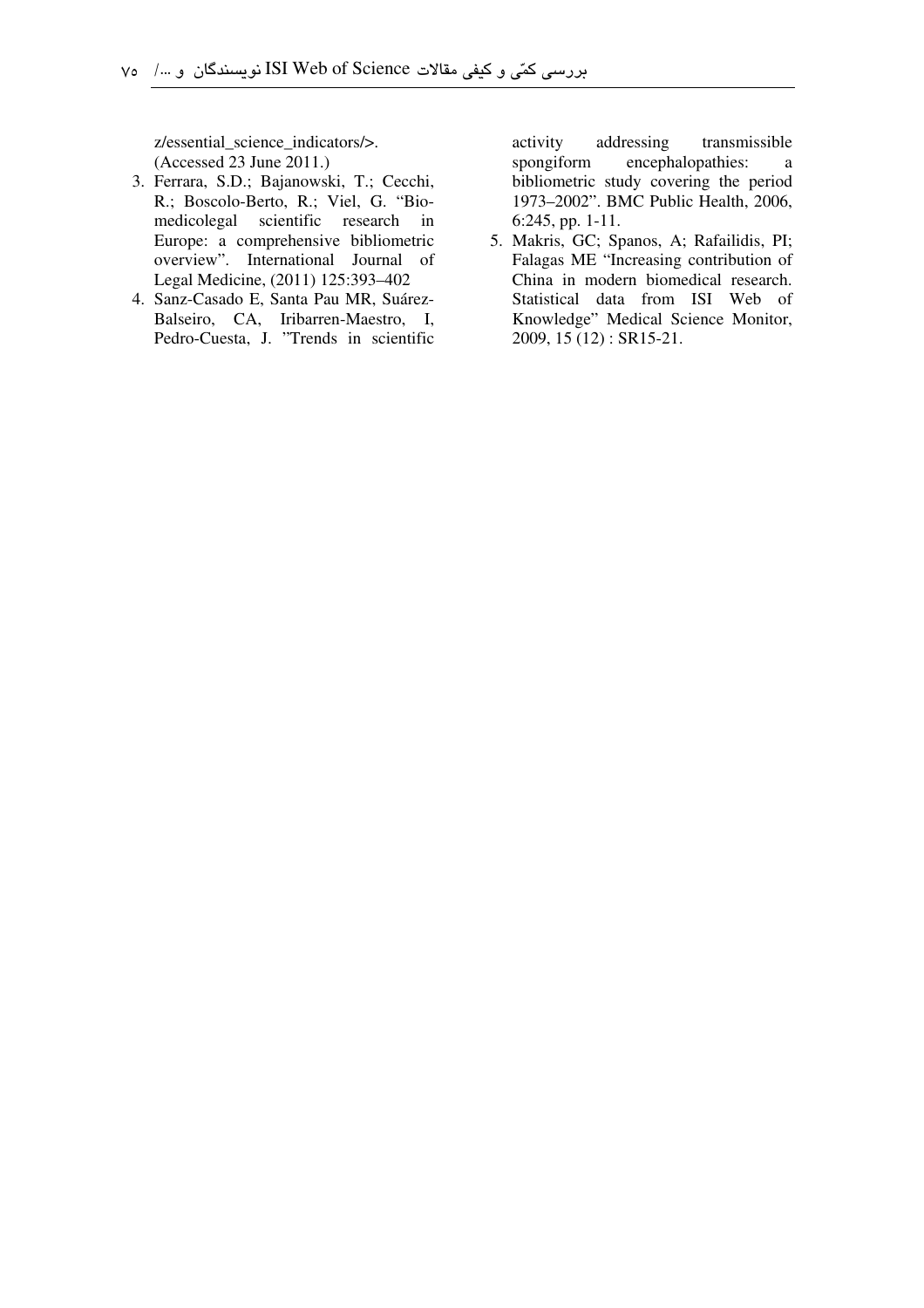z/essential_science_indicators/>. (Accessed 23 June 2011.)

3. Ferrara, S.D.; Bajanowski, T.; Cecchi, R.; Boscolo-Berto, R.; Viel, G. "Bio-medicolegal scientific research in Europe: a comprehensive bibliometric overview". International Journal of Legal Medicine, (2011) 125:393–402
4. Sanz-Casado E, Santa Pau MR, Suárez-Balseiro, CA, Iribarren-Maestro, I, Pedro-Cuesta, J. "Trends in scientific activity addressing transmissible spongiform encephalopathies: a bibliometric study covering the period 1973–2002". BMC Public Health, 2006, 6:245, pp. 1-11.
5. Makris, GC; Spanos, A; Rafailidis, PI; Falagas ME "Increasing contribution of China in modern biomedical research. Statistical data from ISI Web of Knowledge" Medical Science Monitor, 2009, 15 (12) : SR15-21.